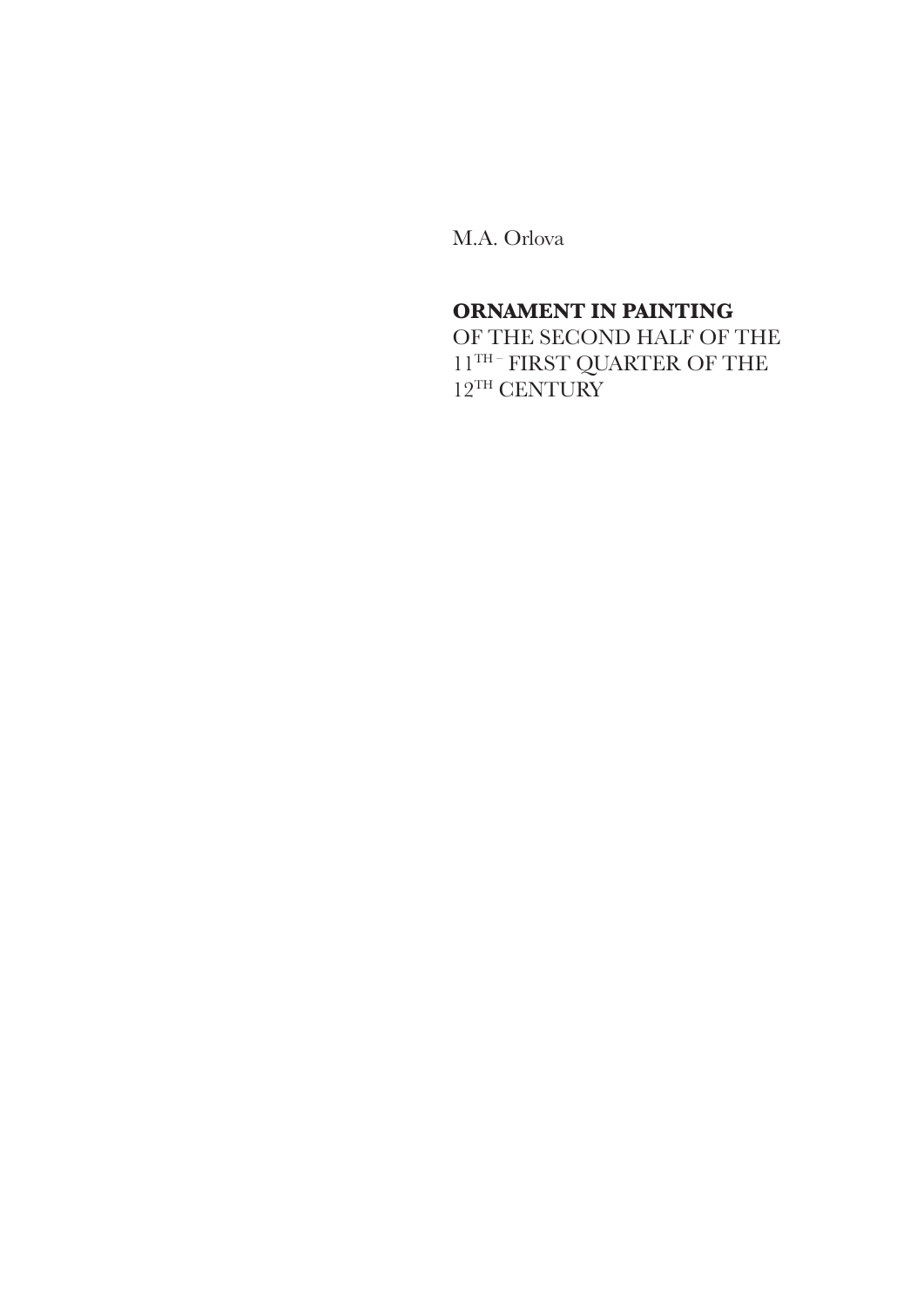M.A. Orlova

# ORNAMENT IN PAINTING

OF THE SECOND HALF OF THE 11TH – FIRST QUARTER OF THE 12TH CENTURY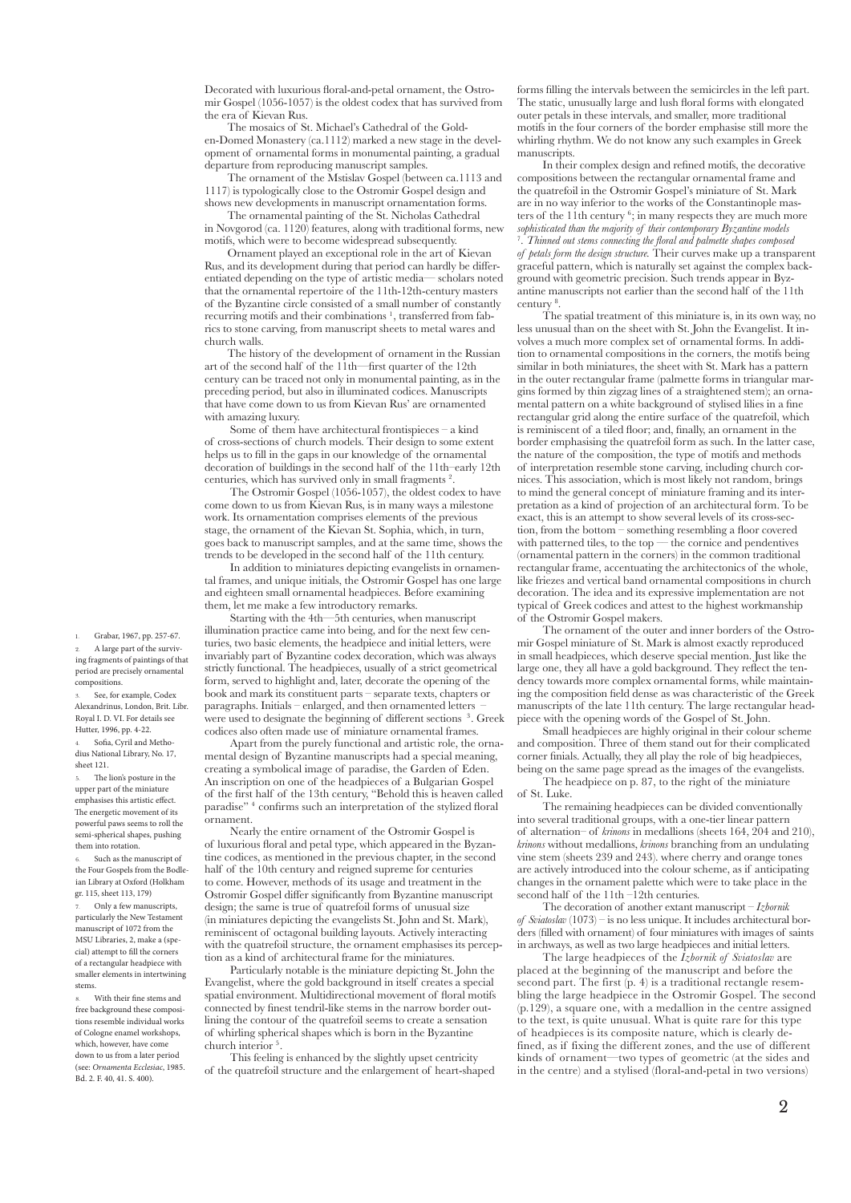Decorated with luxurious floral-and-petal ornament, the Ostromir Gospel (1056-1057) is the oldest codex that has survived from the era of Kievan Rus.

The mosaics of St. Michael's Cathedral of the Golden-Domed Monastery (ca.1112) marked a new stage in the development of ornamental forms in monumental painting, a gradual departure from reproducing manuscript samples.

The ornament of the Mstislav Gospel (between ca.1113 and 1117) is typologically close to the Ostromir Gospel design and shows new developments in manuscript ornamentation forms.

The ornamental painting of the St. Nicholas Cathedral in Novgorod (ca. 1120) features, along with traditional forms, new motifs, which were to become widespread subsequently.

Ornament played an exceptional role in the art of Kievan Rus, and its development during that period can hardly be differentiated depending on the type of artistic media— scholars noted that the ornamental repertoire of the 11th-12th-century masters of the Byzantine circle consisted of a small number of constantly recurring motifs and their combinations [1], transferred from fabrics to stone carving, from manuscript sheets to metal wares and church walls.

The history of the development of ornament in the Russian art of the second half of the 11th—first quarter of the 12th century can be traced not only in monumental painting, as in the preceding period, but also in illuminated codices. Manuscripts that have come down to us from Kievan Rus' are ornamented with amazing luxury.

Some of them have architectural frontispieces – a kind of cross-sections of church models. Their design to some extent helps us to fill in the gaps in our knowledge of the ornamental decoration of buildings in the second half of the 11th–early 12th centuries, which has survived only in small fragments [2].

The Ostromir Gospel (1056-1057), the oldest codex to have come down to us from Kievan Rus, is in many ways a milestone work. Its ornamentation comprises elements of the previous stage, the ornament of the Kievan St. Sophia, which, in turn, goes back to manuscript samples, and at the same time, shows the trends to be developed in the second half of the 11th century.

In addition to miniatures depicting evangelists in ornamental frames, and unique initials, the Ostromir Gospel has one large and eighteen small ornamental headpieces. Before examining them, let me make a few introductory remarks.

Starting with the 4th—5th centuries, when manuscript illumination practice came into being, and for the next few centuries, two basic elements, the headpiece and initial letters, were invariably part of Byzantine codex decoration, which was always strictly functional. The headpieces, usually of a strict geometrical form, served to highlight and, later, decorate the opening of the book and mark its constituent parts – separate texts, chapters or paragraphs. Initials – enlarged, and then ornamented letters – were used to designate the beginning of different sections [3]. Greek codices also often made use of miniature ornamental frames.

Apart from the purely functional and artistic role, the ornamental design of Byzantine manuscripts had a special meaning, creating a symbolical image of paradise, the Garden of Eden. An inscription on one of the headpieces of a Bulgarian Gospel of the first half of the 13th century, "Behold this is heaven called paradise" [4] confirms such an interpretation of the stylized floral ornament.

Nearly the entire ornament of the Ostromir Gospel is of luxurious floral and petal type, which appeared in the Byzantine codices, as mentioned in the previous chapter, in the second half of the 10th century and reigned supreme for centuries to come. However, methods of its usage and treatment in the Ostromir Gospel differ significantly from Byzantine manuscript design; the same is true of quatrefoil forms of unusual size (in miniatures depicting the evangelists St. John and St. Mark), reminiscent of octagonal building layouts. Actively interacting with the quatrefoil structure, the ornament emphasises its perception as a kind of architectural frame for the miniatures.

Particularly notable is the miniature depicting St. John the Evangelist, where the gold background in itself creates a special spatial environment. Multidirectional movement of floral motifs connected by finest tendril-like stems in the narrow border outlining the contour of the quatrefoil seems to create a sensation of whirling spherical shapes which is born in the Byzantine church interior [5].

This feeling is enhanced by the slightly upset centricity of the quatrefoil structure and the enlargement of heart-shaped forms filling the intervals between the semicircles in the left part. The static, unusually large and lush floral forms with elongated outer petals in these intervals, and smaller, more traditional motifs in the four corners of the border emphasise still more the whirling rhythm. We do not know any such examples in Greek manuscripts.

In their complex design and refined motifs, the decorative compositions between the rectangular ornamental frame and the quatrefoil in the Ostromir Gospel's miniature of St. Mark are in no way inferior to the works of the Constantinople masters of the 11th century [6]; in many respects they are much more *sophisticated than the majority of their contemporary Byzantine models* [7]. *Thinned out stems connecting the floral and palmette shapes composed of petals form the design structure.* Their curves make up a transparent graceful pattern, which is naturally set against the complex background with geometric precision. Such trends appear in Byzantine manuscripts not earlier than the second half of the 11th century [8].

The spatial treatment of this miniature is, in its own way, no less unusual than on the sheet with St. John the Evangelist. It involves a much more complex set of ornamental forms. In addition to ornamental compositions in the corners, the motifs being similar in both miniatures, the sheet with St. Mark has a pattern in the outer rectangular frame (palmette forms in triangular margins formed by thin zigzag lines of a straightened stem); an ornamental pattern on a white background of stylised lilies in a fine rectangular grid along the entire surface of the quatrefoil, which is reminiscent of a tiled floor; and, finally, an ornament in the border emphasising the quatrefoil form as such. In the latter case, the nature of the composition, the type of motifs and methods of interpretation resemble stone carving, including church cornices. This association, which is most likely not random, brings to mind the general concept of miniature framing and its interpretation as a kind of projection of an architectural form. To be exact, this is an attempt to show several levels of its cross-section, from the bottom – something resembling a floor covered with patterned tiles, to the top — the cornice and pendentives (ornamental pattern in the corners) in the common traditional rectangular frame, accentuating the architectonics of the whole, like friezes and vertical band ornamental compositions in church decoration. The idea and its expressive implementation are not typical of Greek codices and attest to the highest workmanship of the Ostromir Gospel makers.

The ornament of the outer and inner borders of the Ostromir Gospel miniature of St. Mark is almost exactly reproduced in small headpieces, which deserve special mention. Just like the large one, they all have a gold background. They reflect the tendency towards more complex ornamental forms, while maintaining the composition field dense as was characteristic of the Greek manuscripts of the late 11th century. The large rectangular headpiece with the opening words of the Gospel of St. John.

Small headpieces are highly original in their colour scheme and composition. Three of them stand out for their complicated corner finials. Actually, they all play the role of big headpieces, being on the same page spread as the images of the evangelists.

The headpiece on p. 87, to the right of the miniature of St. Luke.

The remaining headpieces can be divided conventionally into several traditional groups, with a one-tier linear pattern of alternation– of *krinons* in medallions (sheets 164, 204 and 210), *krinons* without medallions, *krinons* branching from an undulating vine stem (sheets 239 and 243). where cherry and orange tones are actively introduced into the colour scheme, as if anticipating changes in the ornament palette which were to take place in the second half of the 11th –12th centuries.

The decoration of another extant manuscript – *Izbornik of Sviatoslav* (1073) – is no less unique. It includes architectural borders (filled with ornament) of four miniatures with images of saints in archways, as well as two large headpieces and initial letters.

The large headpieces of the *Izbornik of Sviatoslav* are placed at the beginning of the manuscript and before the second part. The first (p. 4) is a traditional rectangle resembling the large headpiece in the Ostromir Gospel. The second (p.129), a square one, with a medallion in the centre assigned to the text, is quite unusual. What is quite rare for this type of headpieces is its composite nature, which is clearly defined, as if fixing the different zones, and the use of different kinds of ornament—two types of geometric (at the sides and in the centre) and a stylised (floral-and-petal in two versions)

---

1. Grabar, 1967, pp. 257-67.
2. A large part of the surviving fragments of paintings of that period are precisely ornamental compositions.
3. See, for example, Codex Alexandrinus, London, Brit. Libr. Royal I. D. VI. For details see Hutter, 1996, pp. 4-22.
4. Sofia, Cyril and Methodius National Library, No. 17, sheet 121.
5. The lion's posture in the upper part of the miniature emphasises this artistic effect. The energetic movement of its powerful paws seems to roll the semi-spherical shapes, pushing them into rotation.
6. Such as the manuscript of the Four Gospels from the Bodleian Library at Oxford (Holkham gr. 115, sheet 113, 179)
7. Only a few manuscripts, particularly the New Testament manuscript of 1072 from the MSU Libraries, 2, make a (special) attempt to fill the corners of a rectangular headpiece with smaller elements in intertwining stems.
8. With their fine stems and free background these compositions resemble individual works of Cologne enamel workshops, which, however, have come down to us from a later period (see: *Ornamenta Ecclesiae*, 1985. Bd. 2. F. 40, 41. S. 400).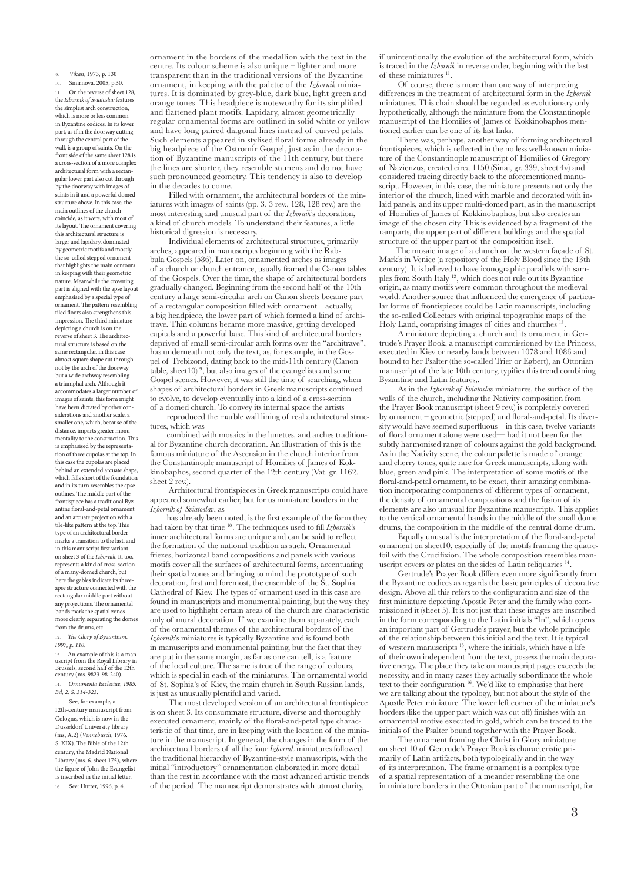ornament in the borders of the medallion with the text in the centre. Its colour scheme is also unique – lighter and more transparent than in the traditional versions of the Byzantine ornament, in keeping with the palette of the *Izbornik* miniatures. It is dominated by grey-blue, dark blue, light green and orange tones. This headpiece is noteworthy for its simplified and flattened plant motifs. Lapidary, almost geometrically regular ornamental forms are outlined in solid white or yellow and have long paired diagonal lines instead of curved petals. Such elements appeared in stylised floral forms already in the big headpiece of the Ostromir Gospel, just as in the decoration of Byzantine manuscripts of the 11th century, but there the lines are shorter, they resemble stamens and do not have such pronounced geometry. This tendency is also to develop in the decades to come.

Filled with ornament, the architectural borders of the miniatures with images of saints (pp. 3, 3 rev., 128, 128 rev.) are the most interesting and unusual part of the *Izbornik*'s decoration, a kind of church models. To understand their features, a little historical digression is necessary.

Individual elements of architectural structures, primarily arches, appeared in manuscripts beginning with the Rabbula Gospels (586). Later on, ornamented arches as images of a church or church entrance, usually framed the Canon tables of the Gospels. Over the time, the shape of architectural borders gradually changed. Beginning from the second half of the 10th century a large semi-circular arch on Canon sheets became part of a rectangular composition filled with ornament – actually, a big headpiece, the lower part of which formed a kind of architrave. Thin columns became more massive, getting developed capitals and a powerful base. This kind of architectural borders deprived of small semi-circular arch forms over the "architrave", has underneath not only the text, as, for example, in the Gospel of Trebizond, dating back to the mid-11th century (Canon table, sheet10) [9], but also images of the evangelists and some Gospel scenes. However, it was still the time of searching, when shapes of architectural borders in Greek manuscripts continued to evolve, to develop eventually into a kind of a cross-section of a domed church. To convey its internal space the artists reproduced the marble wall lining of real architectural structures, which was combined with mosaics in the lunettes, and arches traditional for Byzantine church decoration. An illustration of this is the famous miniature of the Ascension in the church interior from the Constantinople manuscript of Homilies of James of Kokkinobaphos, second quarter of the 12th century (Vat. gr. 1162. sheet 2 rev.).

Architectural frontispieces in Greek manuscripts could have appeared somewhat earlier, but for us miniature borders in the *Izbornik of Sviatoslav*, as has already been noted, is the first example of the form they had taken by that time [10]. The techniques used to fill *Izbornik's* inner architectural forms are unique and can be said to reflect the formation of the national tradition as such. Ornamental friezes, horizontal band compositions and panels with various motifs cover all the surfaces of architectural forms, accentuating their spatial zones and bringing to mind the prototype of such decoration, first and foremost, the ensemble of the St. Sophia Cathedral of Kiev. The types of ornament used in this case are found in manuscripts and monumental painting, but the way they are used to highlight certain areas of the church are characteristic only of mural decoration. If we examine them separately, each of the ornamental themes of the architectural borders of the *Izbornik*'s miniatures is typically Byzantine and is found both in manuscripts and monumental painting, but the fact that they are put in the same margin, as far as one can tell, is a feature of the local culture. The same is true of the range of colours, which is special in each of the miniatures. The ornamental world of St. Sophia's of Kiev, the main church in South Russian lands, is just as unusually plentiful and varied.

The most developed version of an architectural frontispiece is on sheet 3. Its consummate structure, diverse and thoroughly executed ornament, mainly of the floral-and-petal type characteristic of that time, are in keeping with the location of the miniature in the manuscript. In general, the changes in the form of the architectural borders of all the four *Izbornik* miniatures followed the traditional hierarchy of Byzantine-style manuscripts, with the initial "introductory" ornamentation elaborated in more detail than the rest in accordance with the most advanced artistic trends of the period. The manuscript demonstrates with utmost clarity, if unintentionally, the evolution of the architectural form, which is traced in the *Izbornik* in reverse order, beginning with the last of these miniatures [11].

Of course, there is more than one way of interpreting differences in the treatment of architectural form in the *Izbornik* miniatures. This chain should be regarded as evolutionary only hypothetically, although the miniature from the Constantinople manuscript of the Homilies of James of Kokkinobaphos mentioned earlier can be one of its last links.

There was, perhaps, another way of forming architectural frontispieces, which is reflected in the no less well-known miniature of the Constantinople manuscript of Homilies of Gregory of Nazienzus, created circa 1150 (Sinai, gr. 339, sheet 4v) and considered tracing directly back to the aforementioned manuscript. However, in this case, the miniature presents not only the interior of the church, lined with marble and decorated with inlaid panels, and its upper multi-domed part, as in the manuscript of Homilies of James of Kokkinobaphos, but also creates an image of the chosen city. This is evidenced by a fragment of the ramparts, the upper part of different buildings and the spatial structure of the upper part of the composition itself.

The mosaic image of a church on the western façade of St. Mark's in Venice (a repository of the Holy Blood since the 13th century). It is believed to have iconographic parallels with samples from South Italy [12], which does not rule out its Byzantine origin, as many motifs were common throughout the medieval world. Another source that influenced the emergence of particular forms of frontispieces could be Latin manuscripts, including the so-called Collectars with original topographic maps of the Holy Land, comprising images of cities and churches [13].

A miniature depicting a church and its ornament in Gertrude's Prayer Book, a manuscript commissioned by the Princess, executed in Kiev or nearby lands between 1078 and 1086 and bound to her Psalter (the so-called Trier or Egbert), an Ottonian manuscript of the late 10th century, typifies this trend combining Byzantine and Latin features,.

As in the *Izbornik of Sviatoslav* miniatures, the surface of the walls of the church, including the Nativity composition from the Prayer Book manuscript (sheet 9 rev.) is completely covered by ornament – geometric (stepped) and floral-and-petal. Its diversity would have seemed superfluous – in this case, twelve variants of floral ornament alone were used— had it not been for the subtly harmonised range of colours against the gold background. As in the Nativity scene, the colour palette is made of orange and cherry tones, quite rare for Greek manuscripts, along with blue, green and pink. The interpretation of some motifs of the floral-and-petal ornament, to be exact, their amazing combination incorporating components of different types of ornament, the density of ornamental compositions and the fusion of its elements are also unusual for Byzantine manuscripts. This applies to the vertical ornamental bands in the middle of the small dome drums, the composition in the middle of the central dome drum.

Equally unusual is the interpretation of the floral-and-petal ornament on sheet10, especially of the motifs framing the quatrefoil with the Crucifixion. The whole composition resembles manuscript covers or plates on the sides of Latin reliquaries [14].

Gertrude's Prayer Book differs even more significantly from the Byzantine codices as regards the basic principles of decorative design. Above all this refers to the configuration and size of the first miniature depicting Apostle Peter and the family who commissioned it (sheet 5). It is not just that these images are inscribed in the form corresponding to the Latin initials "In", which opens an important part of Gertrude's prayer, but the whole principle of the relationship between this initial and the text. It is typical of western manuscripts [15], where the initials, which have a life of their own independent from the text, possess the main decorative energy. The place they take on manuscript pages exceeds the necessity, and in many cases they actually subordinate the whole text to their configuration [16]. We'd like to emphasise that here we are talking about the typology, but not about the style of the Apostle Peter miniature. The lower left corner of the miniature's borders (like the upper part which was cut off) finishes with an ornamental motive executed in gold, which can be traced to the initials of the Psalter bound together with the Prayer Book.

The ornament framing the Christ in Glory miniature on sheet 10 of Gertrude's Prayer Book is characteristic primarily of Latin artifacts, both typologically and in the way of its interpretation. The frame ornament is a complex type of a spatial representation of a meander resembling the one in miniature borders in the Ottonian part of the manuscript, for

---

9. *Vikan*, 1973, p. 130

10. Smirnova, 2005, p.30.

11. On the reverse of sheet 128, the *Izbornik of Sviatoslav* features the simplest arch construction, which is more or less common in Byzantine codices. In its lower part, as if in the doorway cutting through the central part of the wall, is a group of saints. On the front side of the same sheet 128 is a cross-section of a more complex architectural form with a rectangular lower part also cut through by the doorway with images of saints in it and a powerful domed structure above. In this case, the main outlines of the church coincide, as it were, with most of its layout. The ornament covering this architectural structure is larger and lapidary, dominated by geometric motifs and mostly the so-called stepped ornament that highlights the main contours in keeping with their geometric nature. Meanwhile the crowning part is aligned with the apse layout emphasised by a special type of ornament. The pattern resembling tiled floors also strengthens this impression. The third miniature depicting a church is on the reverse of sheet 3. The architectural structure is based on the same rectangular, in this case almost square shape cut through not by the arch of the doorway but a wide archway resembling a triumphal arch. Although it accommodates a larger number of images of saints, this form might have been dictated by other considerations and another scale, a smaller one, which, because of the distance, imparts greater monumentality to the construction. This is emphasised by the representation of three cupolas at the top. In this case the cupolas are placed behind an extended arcuate shape, which falls short of the foundation and in its turn resembles the apse outlines. The middle part of the frontispiece has a traditional Byzantine floral-and-petal ornament and an arcuate projection with a tile-like pattern at the top. This type of an architectural border marks a transition to the last, and in this manuscript first variant on sheet 3 of the *Izbornik*. It, too, represents a kind of cross-section of a many-domed church, but here the gables indicate its three-apse structure connected with the rectangular middle part without any projections. The ornamental bands mark the spatial zones more clearly, separating the domes from the drums, etc.

12. *The Glory of Byzantium, 1997, p. 110.*

13. An example of this is a manuscript from the Royal Library in Brussels, second half of the 12th century (ms. 9823-98-240).

14. *Ornamenta Ecclesiae, 1985, Bd, 2. S. 314-323.*

15. See, for example, a 12th-century manuscript from Cologne, which is now in the Düsseldorf University library (ms, A.2) (*Vennebusch*, 1976. S. XIX). The Bible of the 12th century, the Madrid National Library (ms. 6. sheet 175), where the figure of John the Evangelist is inscribed in the initial letter.

16. See: Hutter, 1996, p. 4.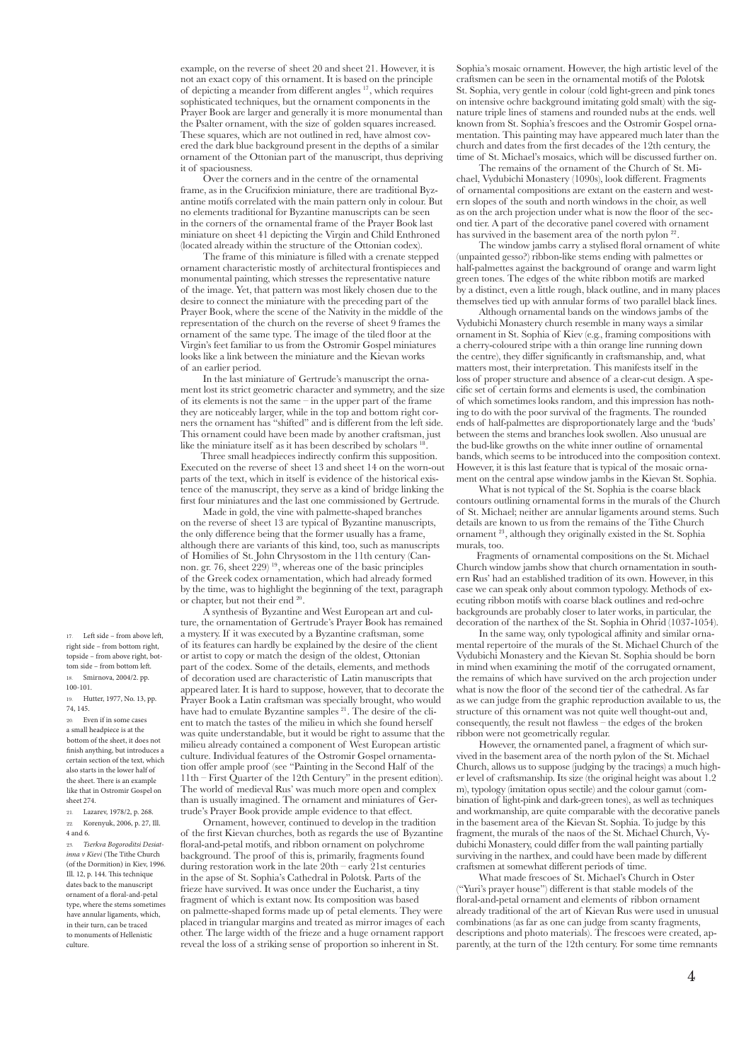example, on the reverse of sheet 20 and sheet 21. However, it is not an exact copy of this ornament. It is based on the principle of depicting a meander from different angles [17], which requires sophisticated techniques, but the ornament components in the Prayer Book are larger and generally it is more monumental than the Psalter ornament, with the size of golden squares increased. These squares, which are not outlined in red, have almost covered the dark blue background present in the depths of a similar ornament of the Ottonian part of the manuscript, thus depriving it of spaciousness.

Over the corners and in the centre of the ornamental frame, as in the Crucifixion miniature, there are traditional Byzantine motifs correlated with the main pattern only in colour. But no elements traditional for Byzantine manuscripts can be seen in the corners of the ornamental frame of the Prayer Book last miniature on sheet 41 depicting the Virgin and Child Enthroned (located already within the structure of the Ottonian codex).

The frame of this miniature is filled with a crenate stepped ornament characteristic mostly of architectural frontispieces and monumental painting, which stresses the representative nature of the image. Yet, that pattern was most likely chosen due to the desire to connect the miniature with the preceding part of the Prayer Book, where the scene of the Nativity in the middle of the representation of the church on the reverse of sheet 9 frames the ornament of the same type. The image of the tiled floor at the Virgin's feet familiar to us from the Ostromir Gospel miniatures looks like a link between the miniature and the Kievan works of an earlier period.

In the last miniature of Gertrude's manuscript the ornament lost its strict geometric character and symmetry, and the size of its elements is not the same – in the upper part of the frame they are noticeably larger, while in the top and bottom right corners the ornament has "shifted" and is different from the left side. This ornament could have been made by another craftsman, just like the miniature itself as it has been described by scholars [18].

Three small headpieces indirectly confirm this supposition. Executed on the reverse of sheet 13 and sheet 14 on the worn-out parts of the text, which in itself is evidence of the historical existence of the manuscript, they serve as a kind of bridge linking the first four miniatures and the last one commissioned by Gertrude.

Made in gold, the vine with palmette-shaped branches on the reverse of sheet 13 are typical of Byzantine manuscripts, the only difference being that the former usually has a frame, although there are variants of this kind, too, such as manuscripts of Homilies of St. John Chrysostom in the 11th century (Cannon. gr. 76, sheet 229) [19], whereas one of the basic principles of the Greek codex ornamentation, which had already formed by the time, was to highlight the beginning of the text, paragraph or chapter, but not their end [20].

A synthesis of Byzantine and West European art and culture, the ornamentation of Gertrude's Prayer Book has remained a mystery. If it was executed by a Byzantine craftsman, some of its features can hardly be explained by the desire of the client or artist to copy or match the design of the oldest, Ottonian part of the codex. Some of the details, elements, and methods of decoration used are characteristic of Latin manuscripts that appeared later. It is hard to suppose, however, that to decorate the Prayer Book a Latin craftsman was specially brought, who would have had to emulate Byzantine samples [21]. The desire of the client to match the tastes of the milieu in which she found herself was quite understandable, but it would be right to assume that the milieu already contained a component of West European artistic culture. Individual features of the Ostromir Gospel ornamentation offer ample proof (see "Painting in the Second Half of the 11th – First Quarter of the 12th Century" in the present edition). The world of medieval Rus' was much more open and complex than is usually imagined. The ornament and miniatures of Gertrude's Prayer Book provide ample evidence to that effect.

Ornament, however, continued to develop in the tradition of the first Kievan churches, both as regards the use of Byzantine floral-and-petal motifs, and ribbon ornament on polychrome background. The proof of this is, primarily, fragments found during restoration work in the late 20th – early 21st centuries in the apse of St. Sophia's Cathedral in Polotsk. Parts of the frieze have survived. It was once under the Eucharist, a tiny fragment of which is extant now. Its composition was based on palmette-shaped forms made up of petal elements. They were placed in triangular margins and treated as mirror images of each other. The large width of the frieze and a huge ornament rapport reveal the loss of a striking sense of proportion so inherent in St. Sophia's mosaic ornament. However, the high artistic level of the craftsmen can be seen in the ornamental motifs of the Polotsk St. Sophia, very gentle in colour (cold light-green and pink tones on intensive ochre background imitating gold smalt) with the signature triple lines of stamens and rounded nubs at the ends. well known from St. Sophia's frescoes and the Ostromir Gospel ornamentation. This painting may have appeared much later than the church and dates from the first decades of the 12th century, the time of St. Michael's mosaics, which will be discussed further on.

The remains of the ornament of the Church of St. Michael, Vydubichi Monastery (1090s), look different. Fragments of ornamental compositions are extant on the eastern and western slopes of the south and north windows in the choir, as well as on the arch projection under what is now the floor of the second tier. A part of the decorative panel covered with ornament has survived in the basement area of the north pylon [22].

The window jambs carry a stylised floral ornament of white (unpainted gesso?) ribbon-like stems ending with palmettes or half-palmettes against the background of orange and warm light green tones. The edges of the white ribbon motifs are marked by a distinct, even a little rough, black outline, and in many places themselves tied up with annular forms of two parallel black lines.

Although ornamental bands on the windows jambs of the Vydubichi Monastery church resemble in many ways a similar ornament in St. Sophia of Kiev (e.g., framing compositions with a cherry-coloured stripe with a thin orange line running down the centre), they differ significantly in craftsmanship, and, what matters most, their interpretation. This manifests itself in the loss of proper structure and absence of a clear-cut design. A specific set of certain forms and elements is used, the combination of which sometimes looks random, and this impression has nothing to do with the poor survival of the fragments. The rounded ends of half-palmettes are disproportionately large and the 'buds' between the stems and branches look swollen. Also unusual are the bud-like growths on the white inner outline of ornamental bands, which seems to be introduced into the composition context. However, it is this last feature that is typical of the mosaic ornament on the central apse window jambs in the Kievan St. Sophia.

What is not typical of the St. Sophia is the coarse black contours outlining ornamental forms in the murals of the Church of St. Michael; neither are annular ligaments around stems. Such details are known to us from the remains of the Tithe Church ornament [23], although they originally existed in the St. Sophia murals, too.

Fragments of ornamental compositions on the St. Michael Church window jambs show that church ornamentation in southern Rus' had an established tradition of its own. However, in this case we can speak only about common typology. Methods of executing ribbon motifs with coarse black outlines and red-ochre backgrounds are probably closer to later works, in particular, the decoration of the narthex of the St. Sophia in Ohrid (1037-1054).

In the same way, only typological affinity and similar ornamental repertoire of the murals of the St. Michael Church of the Vydubichi Monastery and the Kievan St. Sophia should be born in mind when examining the motif of the corrugated ornament, the remains of which have survived on the arch projection under what is now the floor of the second tier of the cathedral. As far as we can judge from the graphic reproduction available to us, the structure of this ornament was not quite well thought-out and, consequently, the result not flawless – the edges of the broken ribbon were not geometrically regular.

However, the ornamented panel, a fragment of which survived in the basement area of the north pylon of the St. Michael Church, allows us to suppose (judging by the tracings) a much higher level of craftsmanship. Its size (the original height was about 1.2 m), typology (imitation opus sectile) and the colour gamut (combination of light-pink and dark-green tones), as well as techniques and workmanship, are quite comparable with the decorative panels in the basement area of the Kievan St. Sophia. To judge by this fragment, the murals of the naos of the St. Michael Church, Vydubichi Monastery, could differ from the wall painting partially surviving in the narthex, and could have been made by different craftsmen at somewhat different periods of time.

What made frescoes of St. Michael's Church in Oster ("Yuri's prayer house") different is that stable models of the floral-and-petal ornament and elements of ribbon ornament already traditional of the art of Kievan Rus were used in unusual combinations (as far as one can judge from scanty fragments, descriptions and photo materials). The frescoes were created, apparently, at the turn of the 12th century. For some time remnants

---

17. Left side – from above left, right side – from bottom right, topside – from above right, bottom side – from bottom left.

18. Smirnova, 2004/2. pp. 100-101.

19. Hutter, 1977, No. 13, pp. 74, 145.

20. Even if in some cases a small headpiece is at the bottom of the sheet, it does not finish anything, but introduces a certain section of the text, which also starts in the lower half of the sheet. There is an example like that in Ostromir Gospel on sheet 274.

21. Lazarev, 1978/2, p. 268.

22. Korenyuk, 2006, p. 27, Ill. 4 and 6.

23. *Tserkva Bogoroditsi Desiatinna v Kievi* (The Tithe Church (of the Dormition) in Kiev, 1996. Ill. 12, p. 144. This technique dates back to the manuscript ornament of a floral-and-petal type, where the stems sometimes have annular ligaments, which, in their turn, can be traced to monuments of Hellenistic culture.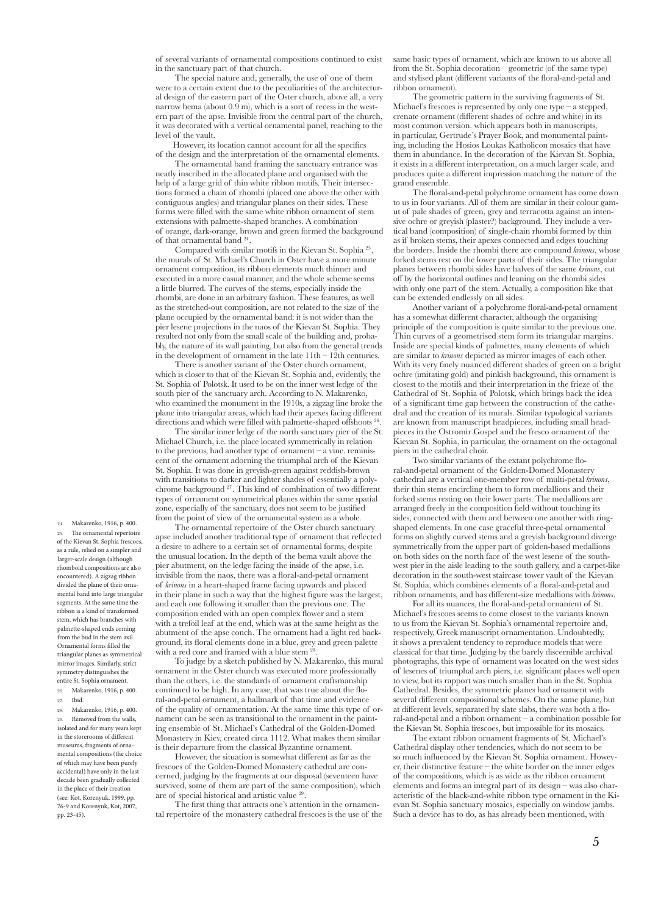of several variants of ornamental compositions continued to exist in the sanctuary part of that church.

The special nature and, generally, the use of one of them were to a certain extent due to the peculiarities of the architectural design of the eastern part of the Oster church, above all, a very narrow bema (about 0.9 m), which is a sort of recess in the western part of the apse. Invisible from the central part of the church, it was decorated with a vertical ornamental panel, reaching to the level of the vault.

However, its location cannot account for all the specifics of the design and the interpretation of the ornamental elements.

The ornamental band framing the sanctuary entrance was neatly inscribed in the allocated plane and organised with the help of a large grid of thin white ribbon motifs. Their intersections formed a chain of rhombi (placed one above the other with contiguous angles) and triangular planes on their sides. These forms were filled with the same white ribbon ornament of stem extensions with palmette-shaped branches. A combination of orange, dark-orange, brown and green formed the background of that ornamental band [24].

Compared with similar motifs in the Kievan St. Sophia [25], the murals of St. Michael's Church in Oster have a more minute ornament composition, its ribbon elements much thinner and executed in a more casual manner, and the whole scheme seems a little blurred. The curves of the stems, especially inside the rhombi, are done in an arbitrary fashion. These features, as well as the stretched-out composition, are not related to the size of the plane occupied by the ornamental band: it is not wider than the pier lesene projections in the naos of the Kievan St. Sophia. They resulted not only from the small scale of the building and, probably, the nature of its wall painting, but also from the general trends in the development of ornament in the late 11th – 12th centuries.

There is another variant of the Oster church ornament, which is closer to that of the Kievan St. Sophia and, evidently, the St. Sophia of Polotsk. It used to be on the inner west ledge of the south pier of the sanctuary arch. According to N. Makarenko, who examined the monument in the 1910s, a zigzag line broke the plane into triangular areas, which had their apexes facing different directions and which were filled with palmette-shaped offshoots [26].

The similar inner ledge of the north sanctuary pier of the St. Michael Church, i.e. the place located symmetrically in relation to the previous, had another type of ornament – a vine. reminiscent of the ornament adorning the triumphal arch of the Kievan St. Sophia. It was done in greyish-green against reddish-brown with transitions to darker and lighter shades of essentially a polychrome background [27]. This kind of combination of two different types of ornament on symmetrical planes within the same spatial zone, especially of the sanctuary, does not seem to be justified from the point of view of the ornamental system as a whole.

The ornamental repertoire of the Oster church sanctuary apse included another traditional type of ornament that reflected a desire to adhere to a certain set of ornamental forms, despite the unusual location. In the depth of the bema vault above the pier abutment, on the ledge facing the inside of the apse, i.e. invisible from the naos, there was a floral-and-petal ornament of *krinons* in a heart-shaped frame facing upwards and placed in their plane in such a way that the highest figure was the largest, and each one following it smaller than the previous one. The composition ended with an open complex flower and a stem with a trefoil leaf at the end, which was at the same height as the abutment of the apse conch. The ornament had a light red background, its floral elements done in a blue, grey and green palette with a red core and framed with a blue stem [28].

To judge by a sketch published by N. Makarenko, this mural ornament in the Oster church was executed more professionally than the others, i.e. the standards of ornament craftsmanship continued to be high. In any case, that was true about the floral-and-petal ornament, a hallmark of that time and evidence of the quality of ornamentation. At the same time this type of ornament can be seen as transitional to the ornament in the painting ensemble of St. Michael's Cathedral of the Golden-Domed Monastery in Kiev, created circa 1112. What makes them similar is their departure from the classical Byzantine ornament.

However, the situation is somewhat different as far as the frescoes of the Golden-Domed Monastery cathedral are concerned, judging by the fragments at our disposal (seventeen have survived, some of them are part of the same composition), which are of special historical and artistic value [29].

The first thing that attracts one's attention in the ornamental repertoire of the monastery cathedral frescoes is the use of the same basic types of ornament, which are known to us above all from the St. Sophia decoration – geometric (of the same type) and stylised plant (different variants of the floral-and-petal and ribbon ornament).

The geometric pattern in the surviving fragments of St. Michael's frescoes is represented by only one type – a stepped, crenate ornament (different shades of ochre and white) in its most common version. which appears both in manuscripts, in particular, Gertrude's Prayer Book, and monumental painting, including the Hosios Loukas Katholicon mosaics that have them in abundance. In the decoration of the Kievan St. Sophia, it exists in a different interpretation, on a much larger scale, and produces quite a different impression matching the nature of the grand ensemble.

The floral-and-petal polychrome ornament has come down to us in four variants. All of them are similar in their colour gamut of pale shades of green, grey and terracotta against an intensive ochre or greyish (plaster?) background. They include a vertical band (composition) of single-chain rhombi formed by thin as if broken stems, their apexes connected and edges touching the borders. Inside the rhombi there are compound *krinons*, whose forked stems rest on the lower parts of their sides. The triangular planes between rhombi sides have halves of the same *krinons*, cut off by the horizontal outlines and leaning on the rhombi sides with only one part of the stem. Actually, a composition like that can be extended endlessly on all sides.

Another variant of a polychrome floral-and-petal ornament has a somewhat different character, although the organising principle of the composition is quite similar to the previous one. Thin curves of a geometrised stem form its triangular margins. Inside are special kinds of palmettes, many elements of which are similar to *krinons* depicted as mirror images of each other. With its very finely nuanced different shades of green on a bright ochre (imitating gold) and pinkish background, this ornament is closest to the motifs and their interpretation in the frieze of the Cathedral of St. Sophia of Polotsk, which brings back the idea of a significant time gap between the construction of the cathedral and the creation of its murals. Similar typological variants are known from manuscript headpieces, including small headpieces in the Ostromir Gospel and the fresco ornament of the Kievan St. Sophia, in particular, the ornament on the octagonal piers in the cathedral choir.

Two similar variants of the extant polychrome floral-and-petal ornament of the Golden-Domed Monastery cathedral are a vertical one-member row of multi-petal *krinons*, their thin stems encircling them to form medallions and their forked stems resting on their lower parts. The medallions are arranged freely in the composition field without touching its sides, connected with them and between one another with ring-shaped elements. In one case graceful three-petal ornamental forms on slightly curved stems and a greyish background diverge symmetrically from the upper part of golden-based medallions on both sides on the north face of the west lesene of the south-west pier in the aisle leading to the south gallery, and a carpet-like decoration in the south-west staircase tower vault of the Kievan St. Sophia, which combines elements of a floral-and-petal and ribbon ornaments, and has different-size medallions with *krinons*.

For all its nuances, the floral-and-petal ornament of St. Michael's frescoes seems to come closest to the variants known to us from the Kievan St. Sophia's ornamental repertoire and, respectively, Greek manuscript ornamentation. Undoubtedly, it shows a prevalent tendency to reproduce models that were classical for that time. Judging by the barely discernible archival photographs, this type of ornament was located on the west sides of lesenes of triumphal arch piers, i.e. significant places well open to view, but its rapport was much smaller than in the St. Sophia Cathedral. Besides, the symmetric planes had ornament with several different compositional schemes. On the same plane, but at different levels, separated by slate slabs, there was both a floral-and-petal and a ribbon ornament – a combination possible for the Kievan St. Sophia frescoes, but impossible for its mosaics.

The extant ribbon ornament fragments of St. Michael's Cathedral display other tendencies, which do not seem to be so much influenced by the Kievan St. Sophia ornament. However, their distinctive feature – the white border on the inner edges of the compositions, which is as wide as the ribbon ornament elements and forms an integral part of its design – was also characteristic of the black-and-white ribbon type ornament in the Kievan St. Sophia sanctuary mosaics, especially on window jambs. Such a device has to do, as has already been mentioned, with

---

24. Makarenko, 1916, p. 400.
25. The ornamental repertoire of the Kievan St. Sophia frescoes, as a rule, relied on a simpler and larger-scale design (although rhomboid compositions are also encountered). A zigzag ribbon divided the plane of their ornamental band into large triangular segments. At the same time the ribbon is a kind of transformed stem, which has branches with palmette-shaped ends coming from the bud in the stem axil. Ornamental forms filled the triangular planes as symmetrical mirror images. Similarly, strict symmetry distinguishes the entire St. Sophia ornament.
26. Makarenko, 1916, p. 400.
27. Ibid.
28. Makarenko, 1916, p. 400.
29. Removed from the walls, isolated and for many years kept in the storerooms of different museums, fragments of ornamental compositions (the choice of which may have been purely accidental) have only in the last decade been gradually collected in the place of their creation (see: Kot, Korenyuk, 1999, pp. 76-9 and Korenyuk, Kot, 2007, pp. 23-45).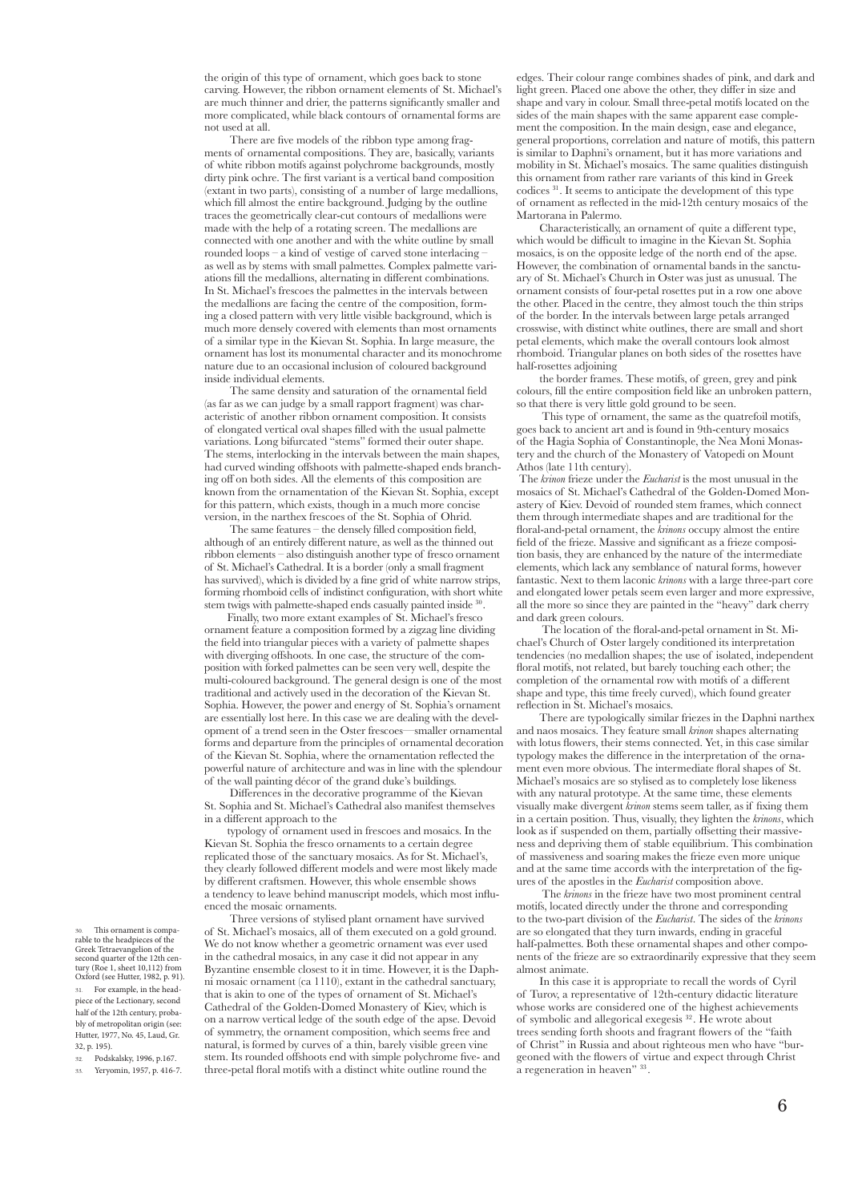the origin of this type of ornament, which goes back to stone carving. However, the ribbon ornament elements of St. Michael's are much thinner and drier, the patterns significantly smaller and more complicated, while black contours of ornamental forms are not used at all.

There are five models of the ribbon type among fragments of ornamental compositions. They are, basically, variants of white ribbon motifs against polychrome backgrounds, mostly dirty pink ochre. The first variant is a vertical band composition (extant in two parts), consisting of a number of large medallions, which fill almost the entire background. Judging by the outline traces the geometrically clear-cut contours of medallions were made with the help of a rotating screen. The medallions are connected with one another and with the white outline by small rounded loops – a kind of vestige of carved stone interlacing – as well as by stems with small palmettes. Complex palmette variations fill the medallions, alternating in different combinations. In St. Michael's frescoes the palmettes in the intervals between the medallions are facing the centre of the composition, forming a closed pattern with very little visible background, which is much more densely covered with elements than most ornaments of a similar type in the Kievan St. Sophia. In large measure, the ornament has lost its monumental character and its monochrome nature due to an occasional inclusion of coloured background inside individual elements.

The same density and saturation of the ornamental field (as far as we can judge by a small rapport fragment) was characteristic of another ribbon ornament composition. It consists of elongated vertical oval shapes filled with the usual palmette variations. Long bifurcated "stems" formed their outer shape. The stems, interlocking in the intervals between the main shapes, had curved winding offshoots with palmette-shaped ends branching off on both sides. All the elements of this composition are known from the ornamentation of the Kievan St. Sophia, except for this pattern, which exists, though in a much more concise version, in the narthex frescoes of the St. Sophia of Ohrid.

The same features – the densely filled composition field, although of an entirely different nature, as well as the thinned out ribbon elements – also distinguish another type of fresco ornament of St. Michael's Cathedral. It is a border (only a small fragment has survived), which is divided by a fine grid of white narrow strips, forming rhomboid cells of indistinct configuration, with short white stem twigs with palmette-shaped ends casually painted inside [30].

Finally, two more extant examples of St. Michael's fresco ornament feature a composition formed by a zigzag line dividing the field into triangular pieces with a variety of palmette shapes with diverging offshoots. In one case, the structure of the composition with forked palmettes can be seen very well, despite the multi-coloured background. The general design is one of the most traditional and actively used in the decoration of the Kievan St. Sophia. However, the power and energy of St. Sophia's ornament are essentially lost here. In this case we are dealing with the development of a trend seen in the Oster frescoes—smaller ornamental forms and departure from the principles of ornamental decoration of the Kievan St. Sophia, where the ornamentation reflected the powerful nature of architecture and was in line with the splendour of the wall painting décor of the grand duke's buildings.

Differences in the decorative programme of the Kievan St. Sophia and St. Michael's Cathedral also manifest themselves in a different approach to the typology of ornament used in frescoes and mosaics. In the Kievan St. Sophia the fresco ornaments to a certain degree replicated those of the sanctuary mosaics. As for St. Michael's, they clearly followed different models and were most likely made by different craftsmen. However, this whole ensemble shows a tendency to leave behind manuscript models, which most influenced the mosaic ornaments.

Three versions of stylised plant ornament have survived of St. Michael's mosaics, all of them executed on a gold ground. We do not know whether a geometric ornament was ever used in the cathedral mosaics, in any case it did not appear in any Byzantine ensemble closest to it in time. However, it is the Daphni mosaic ornament (ca 1110), extant in the cathedral sanctuary, that is akin to one of the types of ornament of St. Michael's Cathedral of the Golden-Domed Monastery of Kiev. It is found on a narrow vertical ledge of the south edge of the apse. Devoid of symmetry, the ornament composition, which seems free and natural, is formed by curves of a thin, barely visible green vine stem. Its rounded offshoots end with simple polychrome five- and three-petal floral motifs with a distinct white outline round the edges. Their colour range combines shades of pink, and dark and light green. Placed one above the other, they differ in size and shape and vary in colour. Small three-petal motifs located on the sides of the main shapes with the same apparent ease complement the composition. In the main design, ease and elegance, general proportions, correlation and nature of motifs, this pattern is similar to Daphni's ornament, but it has more variations and mobility in St. Michael's mosaics. The same qualities distinguish this ornament from rather rare variants of this kind in Greek codices [31]. It seems to anticipate the development of this type of ornament as reflected in the mid-12th century mosaics of the Martorana in Palermo.

Characteristically, an ornament of quite a different type, which would be difficult to imagine in the Kievan St. Sophia mosaics, is on the opposite ledge of the north end of the apse. However, the combination of ornamental bands in the sanctuary of St. Michael's Church in Oster was just as unusual. The ornament consists of four-petal rosettes put in a row one above the other. Placed in the centre, they almost touch the thin strips of the border. In the intervals between large petals arranged crosswise, with distinct white outlines, there are small and short petal elements, which make the overall contours look almost rhomboid. Triangular planes on both sides of the rosettes have half-rosettes adjoining the border frames. These motifs, of green, grey and pink colours, fill the entire composition field like an unbroken pattern, so that there is very little gold ground to be seen.

This type of ornament, the same as the quatrefoil motifs, goes back to ancient art and is found in 9th-century mosaics of the Hagia Sophia of Constantinople, the Nea Moni Monastery and the church of the Monastery of Vatopedi on Mount Athos (late 11th century).

The *krinon* frieze under the *Eucharist* is the most unusual in the mosaics of St. Michael's Cathedral of the Golden-Domed Monastery of Kiev. Devoid of rounded stem frames, which connect them through intermediate shapes and are traditional for the floral-and-petal ornament, the *krinons* occupy almost the entire field of the frieze. Massive and significant as a frieze composition basis, they are enhanced by the nature of the intermediate elements, which lack any semblance of natural forms, however fantastic. Next to them laconic *krinons* with a large three-part core and elongated lower petals seem even larger and more expressive, all the more so since they are painted in the "heavy" dark cherry and dark green colours.

The location of the floral-and-petal ornament in St. Michael's Church of Oster largely conditioned its interpretation tendencies (no medallion shapes; the use of isolated, independent floral motifs, not related, but barely touching each other; the completion of the ornamental row with motifs of a different shape and type, this time freely curved), which found greater reflection in St. Michael's mosaics.

There are typologically similar friezes in the Daphni narthex and naos mosaics. They feature small *krinon* shapes alternating with lotus flowers, their stems connected. Yet, in this case similar typology makes the difference in the interpretation of the ornament even more obvious. The intermediate floral shapes of St. Michael's mosaics are so stylised as to completely lose likeness with any natural prototype. At the same time, these elements visually make divergent *krinon* stems seem taller, as if fixing them in a certain position. Thus, visually, they lighten the *krinons*, which look as if suspended on them, partially offsetting their massiveness and depriving them of stable equilibrium. This combination of massiveness and soaring makes the frieze even more unique and at the same time accords with the interpretation of the figures of the apostles in the *Eucharist* composition above.

The *krinons* in the frieze have two most prominent central motifs, located directly under the throne and corresponding to the two-part division of the *Eucharist*. The sides of the *krinons* are so elongated that they turn inwards, ending in graceful half-palmettes. Both these ornamental shapes and other components of the frieze are so extraordinarily expressive that they seem almost animate.

In this case it is appropriate to recall the words of Cyril of Turov, a representative of 12th-century didactic literature whose works are considered one of the highest achievements of symbolic and allegorical exegesis [32]. He wrote about trees sending forth shoots and fragrant flowers of the "faith of Christ" in Russia and about righteous men who have "burgeoned with the flowers of virtue and expect through Christ a regeneration in heaven" [33].

---

30. This ornament is comparable to the headpieces of the Greek Tetraevangelion of the second quarter of the 12th century (Roe 1, sheet 10,112) from Oxford (see Hutter, 1982, p. 91).

31. For example, in the headpiece of the Lectionary, second half of the 12th century, probably of metropolitan origin (see: Hutter, 1977, No. 45, Laud, Gr. 32, p. 195).

32. Podskalsky, 1996, p.167.

33. Yeryomin, 1957, p. 416-7.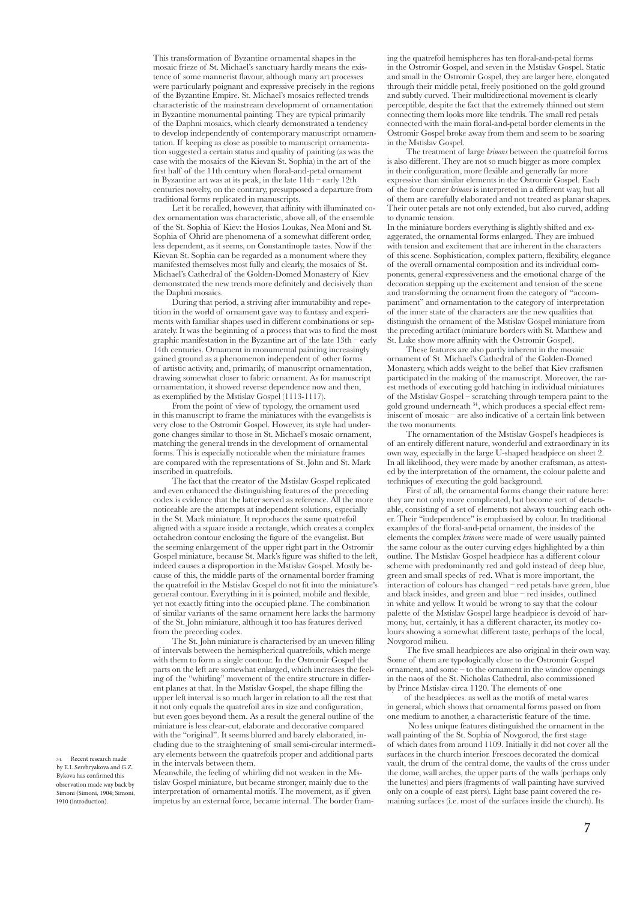This transformation of Byzantine ornamental shapes in the mosaic frieze of St. Michael's sanctuary hardly means the existence of some mannerist flavour, although many art processes were particularly poignant and expressive precisely in the regions of the Byzantine Empire. St. Michael's mosaics reflected trends characteristic of the mainstream development of ornamentation in Byzantine monumental painting. They are typical primarily of the Daphni mosaics, which clearly demonstrated a tendency to develop independently of contemporary manuscript ornamentation. If keeping as close as possible to manuscript ornamentation suggested a certain status and quality of painting (as was the case with the mosaics of the Kievan St. Sophia) in the art of the first half of the 11th century when floral-and-petal ornament in Byzantine art was at its peak, in the late 11th – early 12th centuries novelty, on the contrary, presupposed a departure from traditional forms replicated in manuscripts.

Let it be recalled, however, that affinity with illuminated codex ornamentation was characteristic, above all, of the ensemble of the St. Sophia of Kiev: the Hosios Loukas, Nea Moni and St. Sophia of Ohrid are phenomena of a somewhat different order, less dependent, as it seems, on Constantinople tastes. Now if the Kievan St. Sophia can be regarded as a monument where they manifested themselves most fully and clearly, the mosaics of St. Michael's Cathedral of the Golden-Domed Monastery of Kiev demonstrated the new trends more definitely and decisively than the Daphni mosaics.

During that period, a striving after immutability and repetition in the world of ornament gave way to fantasy and experiments with familiar shapes used in different combinations or separately. It was the beginning of a process that was to find the most graphic manifestation in the Byzantine art of the late 13th – early 14th centuries. Ornament in monumental painting increasingly gained ground as a phenomenon independent of other forms of artistic activity, and, primarily, of manuscript ornamentation, drawing somewhat closer to fabric ornament. As for manuscript ornamentation, it showed reverse dependence now and then, as exemplified by the Mstislav Gospel (1113-1117).

From the point of view of typology, the ornament used in this manuscript to frame the miniatures with the evangelists is very close to the Ostromir Gospel. However, its style had undergone changes similar to those in St. Michael's mosaic ornament, matching the general trends in the development of ornamental forms. This is especially noticeable when the miniature frames are compared with the representations of St. John and St. Mark inscribed in quatrefoils.

The fact that the creator of the Mstislav Gospel replicated and even enhanced the distinguishing features of the preceding codex is evidence that the latter served as reference. All the more noticeable are the attempts at independent solutions, especially in the St. Mark miniature. It reproduces the same quatrefoil aligned with a square inside a rectangle, which creates a complex octahedron contour enclosing the figure of the evangelist. But the seeming enlargement of the upper right part in the Ostromir Gospel miniature, because St. Mark's figure was shifted to the left, indeed causes a disproportion in the Mstislav Gospel. Mostly because of this, the middle parts of the ornamental border framing the quatrefoil in the Mstislav Gospel do not fit into the miniature's general contour. Everything in it is pointed, mobile and flexible, yet not exactly fitting into the occupied plane. The combination of similar variants of the same ornament here lacks the harmony of the St. John miniature, although it too has features derived from the preceding codex.

The St. John miniature is characterised by an uneven filling of intervals between the hemispherical quatrefoils, which merge with them to form a single contour. In the Ostromir Gospel the parts on the left are somewhat enlarged, which increases the feeling of the "whirling" movement of the entire structure in different planes at that. In the Mstislav Gospel, the shape filling the upper left interval is so much larger in relation to all the rest that it not only equals the quatrefoil arcs in size and configuration, but even goes beyond them. As a result the general outline of the miniature is less clear-cut, elaborate and decorative compared with the "original". It seems blurred and barely elaborated, including due to the straightening of small semi-circular intermediary elements between the quatrefoils proper and additional parts in the intervals between them.

Meanwhile, the feeling of whirling did not weaken in the Mstislav Gospel miniature, but became stronger, mainly due to the interpretation of ornamental motifs. The movement, as if given impetus by an external force, became internal. The border framing the quatrefoil hemispheres has ten floral-and-petal forms in the Ostromir Gospel, and seven in the Mstislav Gospel. Static and small in the Ostromir Gospel, they are larger here, elongated through their middle petal, freely positioned on the gold ground and subtly curved. Their multidirectional movement is clearly perceptible, despite the fact that the extremely thinned out stem connecting them looks more like tendrils. The small red petals connected with the main floral-and-petal border elements in the Ostromir Gospel broke away from them and seem to be soaring in the Mstislav Gospel.

The treatment of large *krinons* between the quatrefoil forms is also different. They are not so much bigger as more complex in their configuration, more flexible and generally far more expressive than similar elements in the Ostromir Gospel. Each of the four corner *krinons* is interpreted in a different way, but all of them are carefully elaborated and not treated as planar shapes. Their outer petals are not only extended, but also curved, adding to dynamic tension.

In the miniature borders everything is slightly shifted and exaggerated, the ornamental forms enlarged. They are imbued with tension and excitement that are inherent in the characters of this scene. Sophistication, complex pattern, flexibility, elegance of the overall ornamental composition and its individual components, general expressiveness and the emotional charge of the decoration stepping up the excitement and tension of the scene and transforming the ornament from the category of "accompaniment" and ornamentation to the category of interpretation of the inner state of the characters are the new qualities that distinguish the ornament of the Mstislav Gospel miniature from the preceding artifact (miniature borders with St. Matthew and St. Luke show more affinity with the Ostromir Gospel).

These features are also partly inherent in the mosaic ornament of St. Michael's Cathedral of the Golden-Domed Monastery, which adds weight to the belief that Kiev craftsmen participated in the making of the manuscript. Moreover, the rarest methods of executing gold hatching in individual miniatures of the Mstislav Gospel – scratching through tempera paint to the gold ground underneath [34], which produces a special effect reminiscent of mosaic – are also indicative of a certain link between the two monuments.

The ornamentation of the Mstislav Gospel's headpieces is of an entirely different nature, wonderful and extraordinary in its own way, especially in the large U-shaped headpiece on sheet 2. In all likelihood, they were made by another craftsman, as attested by the interpretation of the ornament, the colour palette and techniques of executing the gold background.

First of all, the ornamental forms change their nature here: they are not only more complicated, but become sort of detachable, consisting of a set of elements not always touching each other. Their "independence" is emphasised by colour. In traditional examples of the floral-and-petal ornament, the insides of the elements the complex *krinons* were made of were usually painted the same colour as the outer curving edges highlighted by a thin outline. The Mstislav Gospel headpiece has a different colour scheme with predominantly red and gold instead of deep blue, green and small specks of red. What is more important, the interaction of colours has changed – red petals have green, blue and black insides, and green and blue – red insides, outlined in white and yellow. It would be wrong to say that the colour palette of the Mstislav Gospel large headpiece is devoid of harmony, but, certainly, it has a different character, its motley colours showing a somewhat different taste, perhaps of the local, Novgorod milieu.

The five small headpieces are also original in their own way. Some of them are typologically close to the Ostromir Gospel ornament, and some – to the ornament in the window openings in the naos of the St. Nicholas Cathedral, also commissioned by Prince Mstislav circa 1120. The elements of one of the headpieces. as well as the motifs of metal wares in general, which shows that ornamental forms passed on from one medium to another, a characteristic feature of the time.

No less unique features distinguished the ornament in the wall painting of the St. Sophia of Novgorod, the first stage of which dates from around 1109. Initially it did not cover all the surfaces in the church interior. Frescoes decorated the domical vault, the drum of the central dome, the vaults of the cross under the dome, wall arches, the upper parts of the walls (perhaps only the lunettes) and piers (fragments of wall painting have survived only on a couple of east piers). Light base paint covered the remaining surfaces (i.e. most of the surfaces inside the church). Its

34. Recent research made by E.I. Serebryakova and G.Z. Bykova has confirmed this observation made way back by Simoni (Simoni, 1904; Simoni, 1910 (introduction).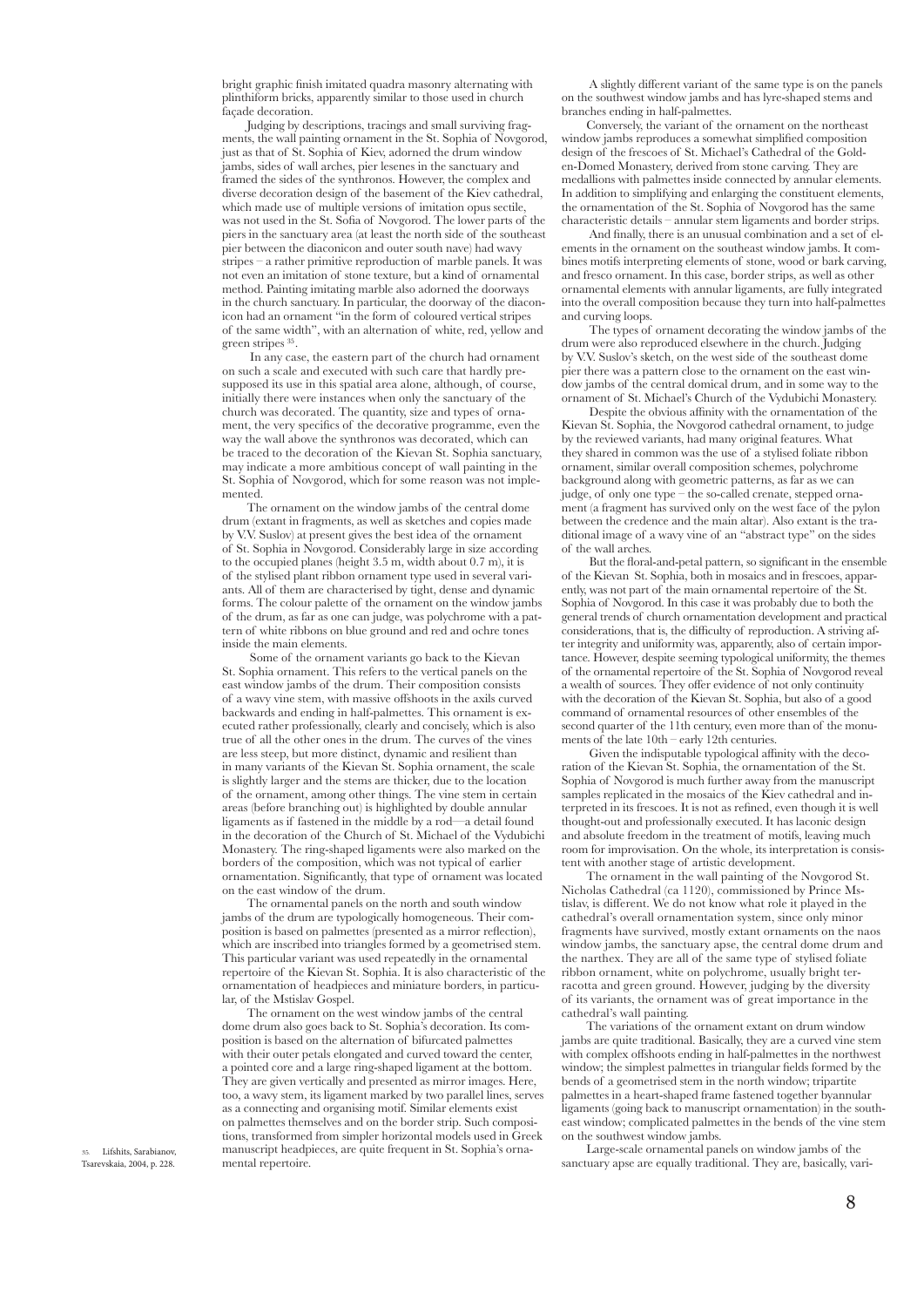bright graphic finish imitated quadra masonry alternating with plinthiform bricks, apparently similar to those used in church façade decoration.

Judging by descriptions, tracings and small surviving fragments, the wall painting ornament in the St. Sophia of Novgorod, just as that of St. Sophia of Kiev, adorned the drum window jambs, sides of wall arches, pier lesenes in the sanctuary and framed the sides of the synthronos. However, the complex and diverse decoration design of the basement of the Kiev cathedral, which made use of multiple versions of imitation opus sectile, was not used in the St. Sofia of Novgorod. The lower parts of the piers in the sanctuary area (at least the north side of the southeast pier between the diaconicon and outer south nave) had wavy stripes – a rather primitive reproduction of marble panels. It was not even an imitation of stone texture, but a kind of ornamental method. Painting imitating marble also adorned the doorways in the church sanctuary. In particular, the doorway of the diaconicon had an ornament "in the form of coloured vertical stripes of the same width", with an alternation of white, red, yellow and green stripes [35].

In any case, the eastern part of the church had ornament on such a scale and executed with such care that hardly presupposed its use in this spatial area alone, although, of course, initially there were instances when only the sanctuary of the church was decorated. The quantity, size and types of ornament, the very specifics of the decorative programme, even the way the wall above the synthronos was decorated, which can be traced to the decoration of the Kievan St. Sophia sanctuary, may indicate a more ambitious concept of wall painting in the St. Sophia of Novgorod, which for some reason was not implemented.

The ornament on the window jambs of the central dome drum (extant in fragments, as well as sketches and copies made by V.V. Suslov) at present gives the best idea of the ornament of St. Sophia in Novgorod. Considerably large in size according to the occupied planes (height 3.5 m, width about 0.7 m), it is of the stylised plant ribbon ornament type used in several variants. All of them are characterised by tight, dense and dynamic forms. The colour palette of the ornament on the window jambs of the drum, as far as one can judge, was polychrome with a pattern of white ribbons on blue ground and red and ochre tones inside the main elements.

Some of the ornament variants go back to the Kievan St. Sophia ornament. This refers to the vertical panels on the east window jambs of the drum. Their composition consists of a wavy vine stem, with massive offshoots in the axils curved backwards and ending in half-palmettes. This ornament is executed rather professionally, clearly and concisely, which is also true of all the other ones in the drum. The curves of the vines are less steep, but more distinct, dynamic and resilient than in many variants of the Kievan St. Sophia ornament, the scale is slightly larger and the stems are thicker, due to the location of the ornament, among other things. The vine stem in certain areas (before branching out) is highlighted by double annular ligaments as if fastened in the middle by a rod—a detail found in the decoration of the Church of St. Michael of the Vydubichi Monastery. The ring-shaped ligaments were also marked on the borders of the composition, which was not typical of earlier ornamentation. Significantly, that type of ornament was located on the east window of the drum.

The ornamental panels on the north and south window jambs of the drum are typologically homogeneous. Their composition is based on palmettes (presented as a mirror reflection), which are inscribed into triangles formed by a geometrised stem. This particular variant was used repeatedly in the ornamental repertoire of the Kievan St. Sophia. It is also characteristic of the ornamentation of headpieces and miniature borders, in particular, of the Mstislav Gospel.

The ornament on the west window jambs of the central dome drum also goes back to St. Sophia's decoration. Its composition is based on the alternation of bifurcated palmettes with their outer petals elongated and curved toward the center, a pointed core and a large ring-shaped ligament at the bottom. They are given vertically and presented as mirror images. Here, too, a wavy stem, its ligament marked by two parallel lines, serves as a connecting and organising motif. Similar elements exist on palmettes themselves and on the border strip. Such compositions, transformed from simpler horizontal models used in Greek manuscript headpieces, are quite frequent in St. Sophia's ornamental repertoire.

35. Lifshits, Sarabianov, Tsarevskaia, 2004, p. 228.

A slightly different variant of the same type is on the panels on the southwest window jambs and has lyre-shaped stems and branches ending in half-palmettes.

Conversely, the variant of the ornament on the northeast window jambs reproduces a somewhat simplified composition design of the frescoes of St. Michael's Cathedral of the Golden-Domed Monastery, derived from stone carving. They are medallions with palmettes inside connected by annular elements. In addition to simplifying and enlarging the constituent elements, the ornamentation of the St. Sophia of Novgorod has the same characteristic details – annular stem ligaments and border strips.

And finally, there is an unusual combination and a set of elements in the ornament on the southeast window jambs. It combines motifs interpreting elements of stone, wood or bark carving, and fresco ornament. In this case, border strips, as well as other ornamental elements with annular ligaments, are fully integrated into the overall composition because they turn into half-palmettes and curving loops.

The types of ornament decorating the window jambs of the drum were also reproduced elsewhere in the church. Judging by V.V. Suslov's sketch, on the west side of the southeast dome pier there was a pattern close to the ornament on the east window jambs of the central domical drum, and in some way to the ornament of St. Michael's Church of the Vydubichi Monastery.

Despite the obvious affinity with the ornamentation of the Kievan St. Sophia, the Novgorod cathedral ornament, to judge by the reviewed variants, had many original features. What they shared in common was the use of a stylised foliate ribbon ornament, similar overall composition schemes, polychrome background along with geometric patterns, as far as we can judge, of only one type – the so-called crenate, stepped ornament (a fragment has survived only on the west face of the pylon between the credence and the main altar). Also extant is the traditional image of a wavy vine of an "abstract type" on the sides of the wall arches.

But the floral-and-petal pattern, so significant in the ensemble of the Kievan St. Sophia, both in mosaics and in frescoes, apparently, was not part of the main ornamental repertoire of the St. Sophia of Novgorod. In this case it was probably due to both the general trends of church ornamentation development and practical considerations, that is, the difficulty of reproduction. A striving after integrity and uniformity was, apparently, also of certain importance. However, despite seeming typological uniformity, the themes of the ornamental repertoire of the St. Sophia of Novgorod reveal a wealth of sources. They offer evidence of not only continuity with the decoration of the Kievan St. Sophia, but also of a good command of ornamental resources of other ensembles of the second quarter of the 11th century, even more than of the monuments of the late 10th – early 12th centuries.

Given the indisputable typological affinity with the decoration of the Kievan St. Sophia, the ornamentation of the St. Sophia of Novgorod is much further away from the manuscript samples replicated in the mosaics of the Kiev cathedral and interpreted in its frescoes. It is not as refined, even though it is well thought-out and professionally executed. It has laconic design and absolute freedom in the treatment of motifs, leaving much room for improvisation. On the whole, its interpretation is consistent with another stage of artistic development.

The ornament in the wall painting of the Novgorod St. Nicholas Cathedral (ca 1120), commissioned by Prince Mstislav, is different. We do not know what role it played in the cathedral's overall ornamentation system, since only minor fragments have survived, mostly extant ornaments on the naos window jambs, the sanctuary apse, the central dome drum and the narthex. They are all of the same type of stylised foliate ribbon ornament, white on polychrome, usually bright terracotta and green ground. However, judging by the diversity of its variants, the ornament was of great importance in the cathedral's wall painting.

The variations of the ornament extant on drum window jambs are quite traditional. Basically, they are a curved vine stem with complex offshoots ending in half-palmettes in the northwest window; the simplest palmettes in triangular fields formed by the bends of a geometrised stem in the north window; tripartite palmettes in a heart-shaped frame fastened together byannular ligaments (going back to manuscript ornamentation) in the southeast window; complicated palmettes in the bends of the vine stem on the southwest window jambs.

Large-scale ornamental panels on window jambs of the sanctuary apse are equally traditional. They are, basically, vari-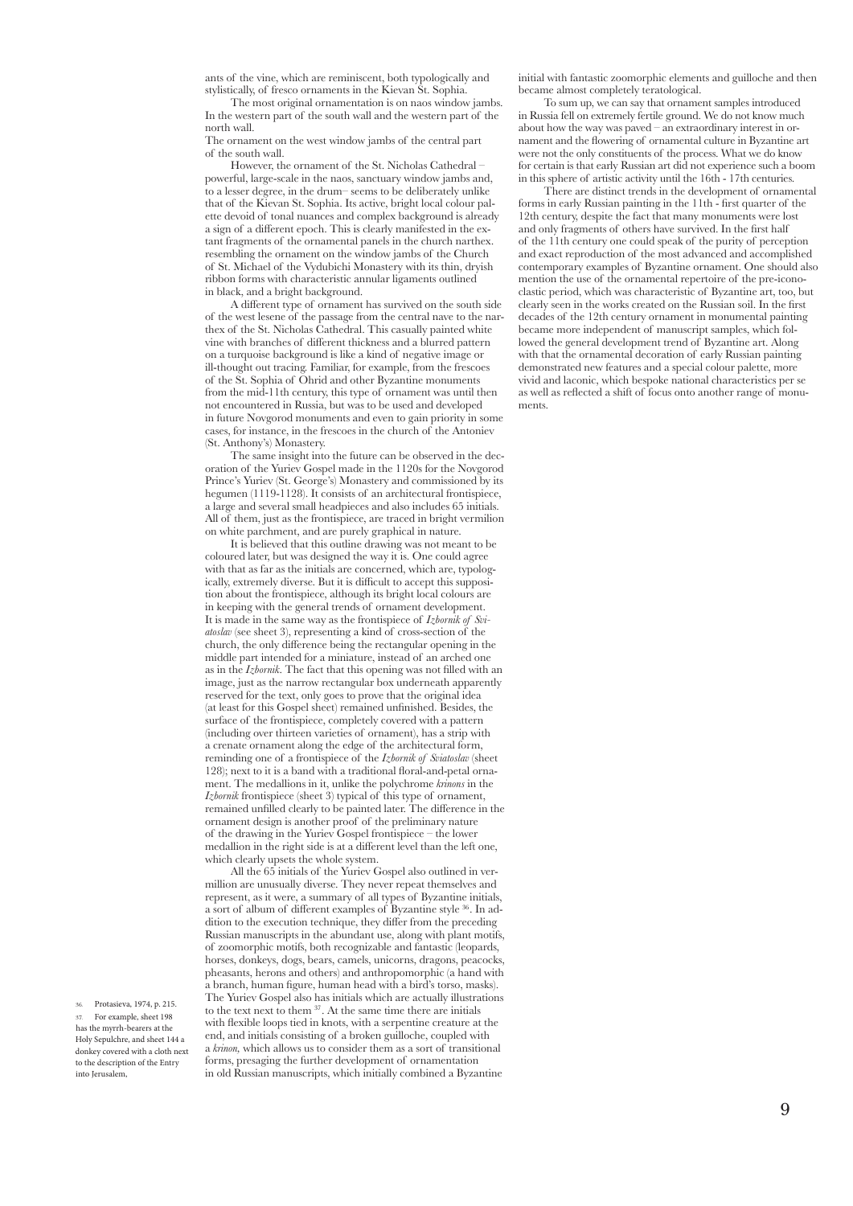ants of the vine, which are reminiscent, both typologically and stylistically, of fresco ornaments in the Kievan St. Sophia.

The most original ornamentation is on naos window jambs. In the western part of the south wall and the western part of the north wall.

The ornament on the west window jambs of the central part of the south wall.

However, the ornament of the St. Nicholas Cathedral – powerful, large-scale in the naos, sanctuary window jambs and, to a lesser degree, in the drum– seems to be deliberately unlike that of the Kievan St. Sophia. Its active, bright local colour palette devoid of tonal nuances and complex background is already a sign of a different epoch. This is clearly manifested in the extant fragments of the ornamental panels in the church narthex. resembling the ornament on the window jambs of the Church of St. Michael of the Vydubichi Monastery with its thin, dryish ribbon forms with characteristic annular ligaments outlined in black, and a bright background.

A different type of ornament has survived on the south side of the west lesene of the passage from the central nave to the narthex of the St. Nicholas Cathedral. This casually painted white vine with branches of different thickness and a blurred pattern on a turquoise background is like a kind of negative image or ill-thought out tracing. Familiar, for example, from the frescoes of the St. Sophia of Ohrid and other Byzantine monuments from the mid-11th century, this type of ornament was until then not encountered in Russia, but was to be used and developed in future Novgorod monuments and even to gain priority in some cases, for instance, in the frescoes in the church of the Antoniev (St. Anthony's) Monastery.

The same insight into the future can be observed in the decoration of the Yuriev Gospel made in the 1120s for the Novgorod Prince's Yuriev (St. George's) Monastery and commissioned by its hegumen (1119-1128). It consists of an architectural frontispiece, a large and several small headpieces and also includes 65 initials. All of them, just as the frontispiece, are traced in bright vermilion on white parchment, and are purely graphical in nature.

It is believed that this outline drawing was not meant to be coloured later, but was designed the way it is. One could agree with that as far as the initials are concerned, which are, typologically, extremely diverse. But it is difficult to accept this supposition about the frontispiece, although its bright local colours are in keeping with the general trends of ornament development. It is made in the same way as the frontispiece of *Izbornik of Sviatoslav* (see sheet 3), representing a kind of cross-section of the church, the only difference being the rectangular opening in the middle part intended for a miniature, instead of an arched one as in the *Izbornik*. The fact that this opening was not filled with an image, just as the narrow rectangular box underneath apparently reserved for the text, only goes to prove that the original idea (at least for this Gospel sheet) remained unfinished. Besides, the surface of the frontispiece, completely covered with a pattern (including over thirteen varieties of ornament), has a strip with a crenate ornament along the edge of the architectural form, reminding one of a frontispiece of the *Izbornik of Sviatoslav* (sheet 128); next to it is a band with a traditional floral-and-petal ornament. The medallions in it, unlike the polychrome *krinons* in the *Izbornik* frontispiece (sheet 3) typical of this type of ornament, remained unfilled clearly to be painted later. The difference in the ornament design is another proof of the preliminary nature of the drawing in the Yuriev Gospel frontispiece – the lower medallion in the right side is at a different level than the left one, which clearly upsets the whole system.

All the 65 initials of the Yuriev Gospel also outlined in vermillion are unusually diverse. They never repeat themselves and represent, as it were, a summary of all types of Byzantine initials, a sort of album of different examples of Byzantine style [36]. In addition to the execution technique, they differ from the preceding Russian manuscripts in the abundant use, along with plant motifs, of zoomorphic motifs, both recognizable and fantastic (leopards, horses, donkeys, dogs, bears, camels, unicorns, dragons, peacocks, pheasants, herons and others) and anthropomorphic (a hand with a branch, human figure, human head with a bird's torso, masks). The Yuriev Gospel also has initials which are actually illustrations to the text next to them [37]. At the same time there are initials with flexible loops tied in knots, with a serpentine creature at the end, and initials consisting of a broken guilloche, coupled with a *krinon,* which allows us to consider them as a sort of transitional forms, presaging the further development of ornamentation in old Russian manuscripts, which initially combined a Byzantine initial with fantastic zoomorphic elements and guilloche and then became almost completely teratological.

To sum up, we can say that ornament samples introduced in Russia fell on extremely fertile ground. We do not know much about how the way was paved – an extraordinary interest in ornament and the flowering of ornamental culture in Byzantine art were not the only constituents of the process. What we do know for certain is that early Russian art did not experience such a boom in this sphere of artistic activity until the 16th - 17th centuries.

There are distinct trends in the development of ornamental forms in early Russian painting in the 11th - first quarter of the 12th century, despite the fact that many monuments were lost and only fragments of others have survived. In the first half of the 11th century one could speak of the purity of perception and exact reproduction of the most advanced and accomplished contemporary examples of Byzantine ornament. One should also mention the use of the ornamental repertoire of the pre-iconoclastic period, which was characteristic of Byzantine art, too, but clearly seen in the works created on the Russian soil. In the first decades of the 12th century ornament in monumental painting became more independent of manuscript samples, which followed the general development trend of Byzantine art. Along with that the ornamental decoration of early Russian painting demonstrated new features and a special colour palette, more vivid and laconic, which bespoke national characteristics per se as well as reflected a shift of focus onto another range of monuments.

---

36. Protasieva, 1974, p. 215.

37. For example, sheet 198 has the myrrh-bearers at the Holy Sepulchre, and sheet 144 a donkey covered with a cloth next to the description of the Entry into Jerusalem,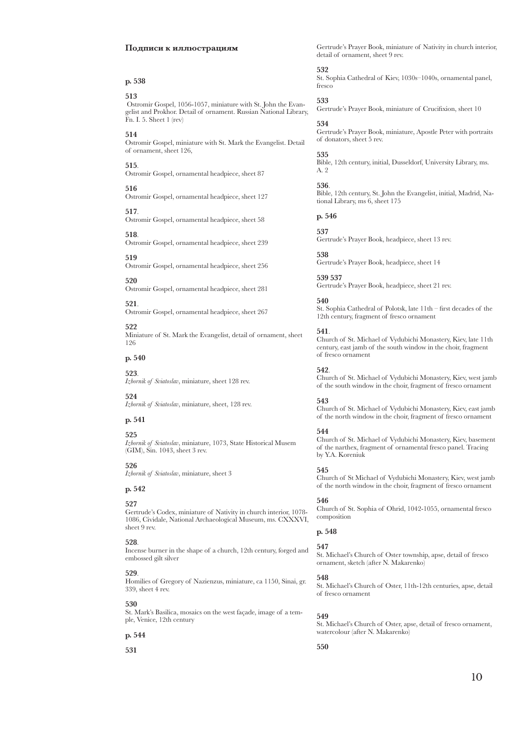### Подписи к иллюстрациям

**p. 538**

**513**
Ostromir Gospel, 1056-1057, miniature with St. John the Evangelist and Prokhor. Detail of ornament. Russian National Library, Fn. I. 5. Sheet 1 (rev)

**514**
Ostromir Gospel, miniature with St. Mark the Evangelist. Detail of ornament, sheet 126,

**515**.
Ostromir Gospel, ornamental headpiece, sheet 87

**516**
Ostromir Gospel, ornamental headpiece, sheet 127

**517**.
Ostromir Gospel, ornamental headpiece, sheet 58

**518**.
Ostromir Gospel, ornamental headpiece, sheet 239

**519**
Ostromir Gospel, ornamental headpiece, sheet 256

**520**
Ostromir Gospel, ornamental headpiece, sheet 281

**521**.
Ostromir Gospel, ornamental headpiece, sheet 267

**522**
Miniature of St. Mark the Evangelist, detail of ornament, sheet 126

**p. 540**

**523**.
*Izbornik of Sviatoslav*, miniature, sheet 128 rev.

**524**
*Izbornik of Sviatoslav*, miniature, sheet, 128 rev.

**p. 541**

**525**
*Izbornik of Sviatoslav*, miniature, 1073, State Historical Musem (GIM), Sin. 1043, sheet 3 rev.

**526**
*Izbornik of Sviatoslav*, miniature, sheet 3

**p. 542**

**527**
Gertrude's Codex, miniature of Nativity in church interior, 1078-1086, Cividale, National Archaeological Museum, ms. CXXXVI, sheet 9 rev.

**528**.
Incense burner in the shape of a church, 12th century, forged and embossed gilt silver

**529**.
Homilies of Gregory of Nazienzus, miniature, ca 1150, Sinai, gr. 339, sheet 4 rev.

**530**
St. Mark's Basilica, mosaics on the west façade, image of a temple, Venice, 12th century

**p. 544**

**531**
Gertrude's Prayer Book, miniature of Nativity in church interior, detail of ornament, sheet 9 rev.

**532**
St. Sophia Cathedral of Kiev, 1030s–1040s, ornamental panel, fresco

**533**
Gertrude's Prayer Book, miniature of Crucifixion, sheet 10

**534**
Gertrude's Prayer Book, miniature, Apostle Peter with portraits of donators, sheet 5 rev.

**535**
Bible, 12th century, initial, Dusseldorf, University Library, ms. A. 2

**536**.
Bible, 12th century, St. John the Evangelist, initial, Madrid, National Library, ms 6, sheet 175

**p. 546**

**537**
Gertrude's Prayer Book, headpiece, sheet 13 rev.

**538**
Gertrude's Prayer Book, headpiece, sheet 14

**539 537**
Gertrude's Prayer Book, headpiece, sheet 21 rev.

**540**
St. Sophia Cathedral of Polotsk, late 11th – first decades of the 12th century, fragment of fresco ornament

**541**.
Church of St. Michael of Vydubichi Monastery, Kiev, late 11th century, east jamb of the south window in the choir, fragment of fresco ornament

**542**.
Church of St. Michael of Vydubichi Monastery, Kiev, west jamb of the south window in the choir, fragment of fresco ornament

**543**
Church of St. Michael of Vydubichi Monastery, Kiev, east jamb of the north window in the choir, fragment of fresco ornament

**544**
Church of St. Michael of Vydubichi Monastery, Kiev, basement of the narthex, fragment of ornamental fresco panel. Tracing by Y.A. Koreniuk

**545**
Church of St Michael of Vydubichi Monastery, Kiev, west jamb of the north window in the choir, fragment of fresco ornament

**546**
Church of St. Sophia of Ohrid, 1042-1055, ornamental fresco composition

**p. 548**

**547**
St. Michael's Church of Oster township, apse, detail of fresco ornament, sketch (after N. Makarenko)

**548**
St. Michael's Church of Oster, 11th-12th centuries, apse, detail of fresco ornament

**549**
St. Michael's Church of Oster, apse, detail of fresco ornament, watercolour (after N. Makarenko)

**550**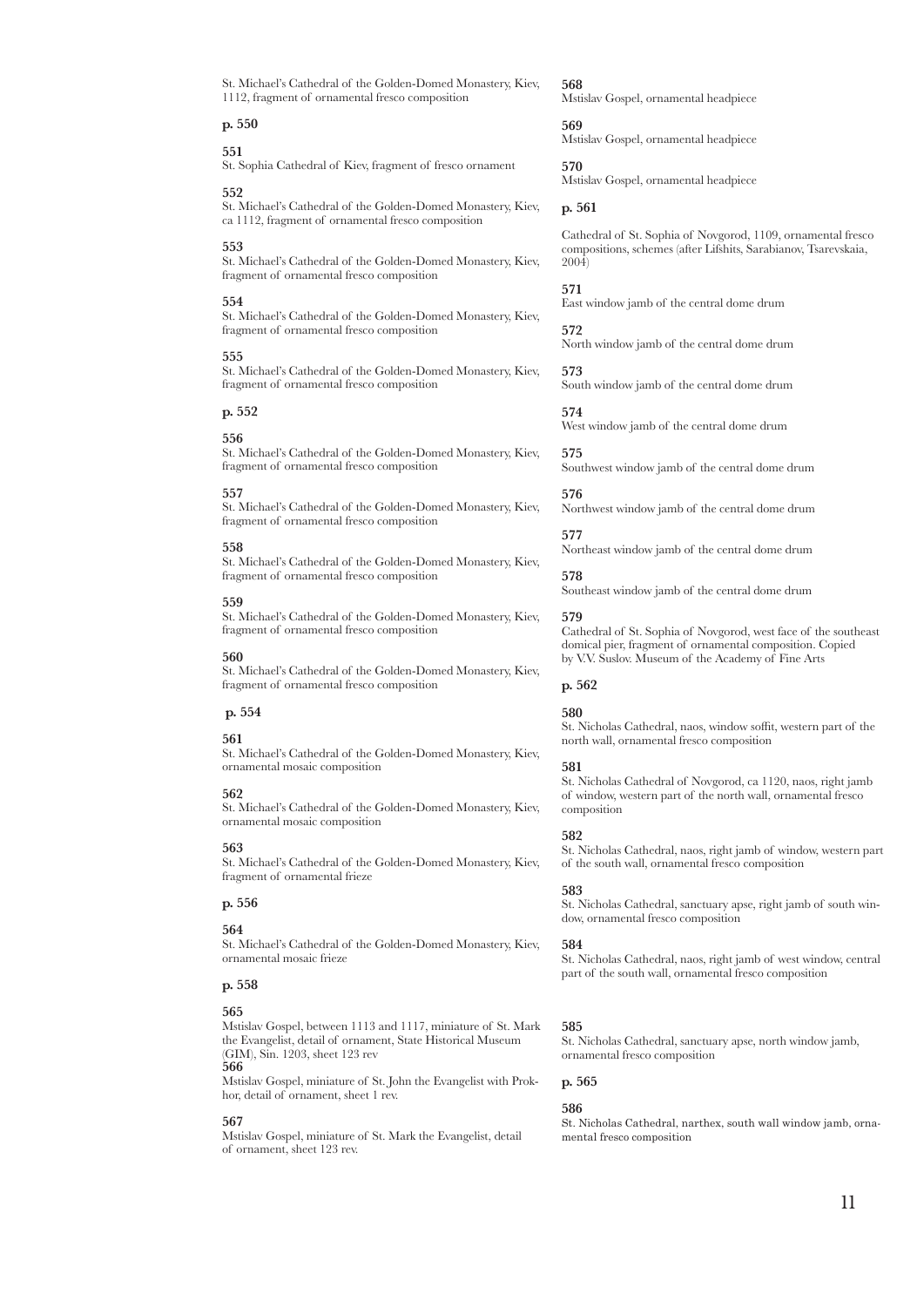St. Michael's Cathedral of the Golden-Domed Monastery, Kiev, 1112, fragment of ornamental fresco composition

**p. 550**

**551**
St. Sophia Cathedral of Kiev, fragment of fresco ornament

**552**
St. Michael's Cathedral of the Golden-Domed Monastery, Kiev, ca 1112, fragment of ornamental fresco composition

**553**
St. Michael's Cathedral of the Golden-Domed Monastery, Kiev, fragment of ornamental fresco composition

**554**
St. Michael's Cathedral of the Golden-Domed Monastery, Kiev, fragment of ornamental fresco composition

**555**
St. Michael's Cathedral of the Golden-Domed Monastery, Kiev, fragment of ornamental fresco composition

**p. 552**

**556**
St. Michael's Cathedral of the Golden-Domed Monastery, Kiev, fragment of ornamental fresco composition

**557**
St. Michael's Cathedral of the Golden-Domed Monastery, Kiev, fragment of ornamental fresco composition

**558**
St. Michael's Cathedral of the Golden-Domed Monastery, Kiev, fragment of ornamental fresco composition

**559**
St. Michael's Cathedral of the Golden-Domed Monastery, Kiev, fragment of ornamental fresco composition

**560**
St. Michael's Cathedral of the Golden-Domed Monastery, Kiev, fragment of ornamental fresco composition

**p. 554**

**561**
St. Michael's Cathedral of the Golden-Domed Monastery, Kiev, ornamental mosaic composition

**562**
St. Michael's Cathedral of the Golden-Domed Monastery, Kiev, ornamental mosaic composition

**563**
St. Michael's Cathedral of the Golden-Domed Monastery, Kiev, fragment of ornamental frieze

**p. 556**

**564**
St. Michael's Cathedral of the Golden-Domed Monastery, Kiev, ornamental mosaic frieze

**p. 558**

**565**
Mstislav Gospel, between 1113 and 1117, miniature of St. Mark the Evangelist, detail of ornament, State Historical Museum (GIM), Sin. 1203, sheet 123 rev

**566**
Mstislav Gospel, miniature of St. John the Evangelist with Prokhor, detail of ornament, sheet 1 rev.

**567**
Mstislav Gospel, miniature of St. Mark the Evangelist, detail of ornament, sheet 123 rev.

**568**
Mstislav Gospel, ornamental headpiece

**569**
Mstislav Gospel, ornamental headpiece

**570**
Mstislav Gospel, ornamental headpiece

**p. 561**

Cathedral of St. Sophia of Novgorod, 1109, ornamental fresco compositions, schemes (after Lifshits, Sarabianov, Tsarevskaia, 2004)

**571**
East window jamb of the central dome drum

**572**
North window jamb of the central dome drum

**573**
South window jamb of the central dome drum

**574**
West window jamb of the central dome drum

**575**
Southwest window jamb of the central dome drum

**576**
Northwest window jamb of the central dome drum

**577**
Northeast window jamb of the central dome drum

**578**
Southeast window jamb of the central dome drum

**579**
Cathedral of St. Sophia of Novgorod, west face of the southeast domical pier, fragment of ornamental composition. Copied by V.V. Suslov. Museum of the Academy of Fine Arts

**p. 562**

**580**
St. Nicholas Cathedral, naos, window soffit, western part of the north wall, ornamental fresco composition

**581**
St. Nicholas Cathedral of Novgorod, ca 1120, naos, right jamb of window, western part of the north wall, ornamental fresco composition

**582**
St. Nicholas Cathedral, naos, right jamb of window, western part of the south wall, ornamental fresco composition

**583**
St. Nicholas Cathedral, sanctuary apse, right jamb of south window, ornamental fresco composition

**584**
St. Nicholas Cathedral, naos, right jamb of west window, central part of the south wall, ornamental fresco composition

**585**
St. Nicholas Cathedral, sanctuary apse, north window jamb, ornamental fresco composition

**p. 565**

**586**
St. Nicholas Cathedral, narthex, south wall window jamb, ornamental fresco composition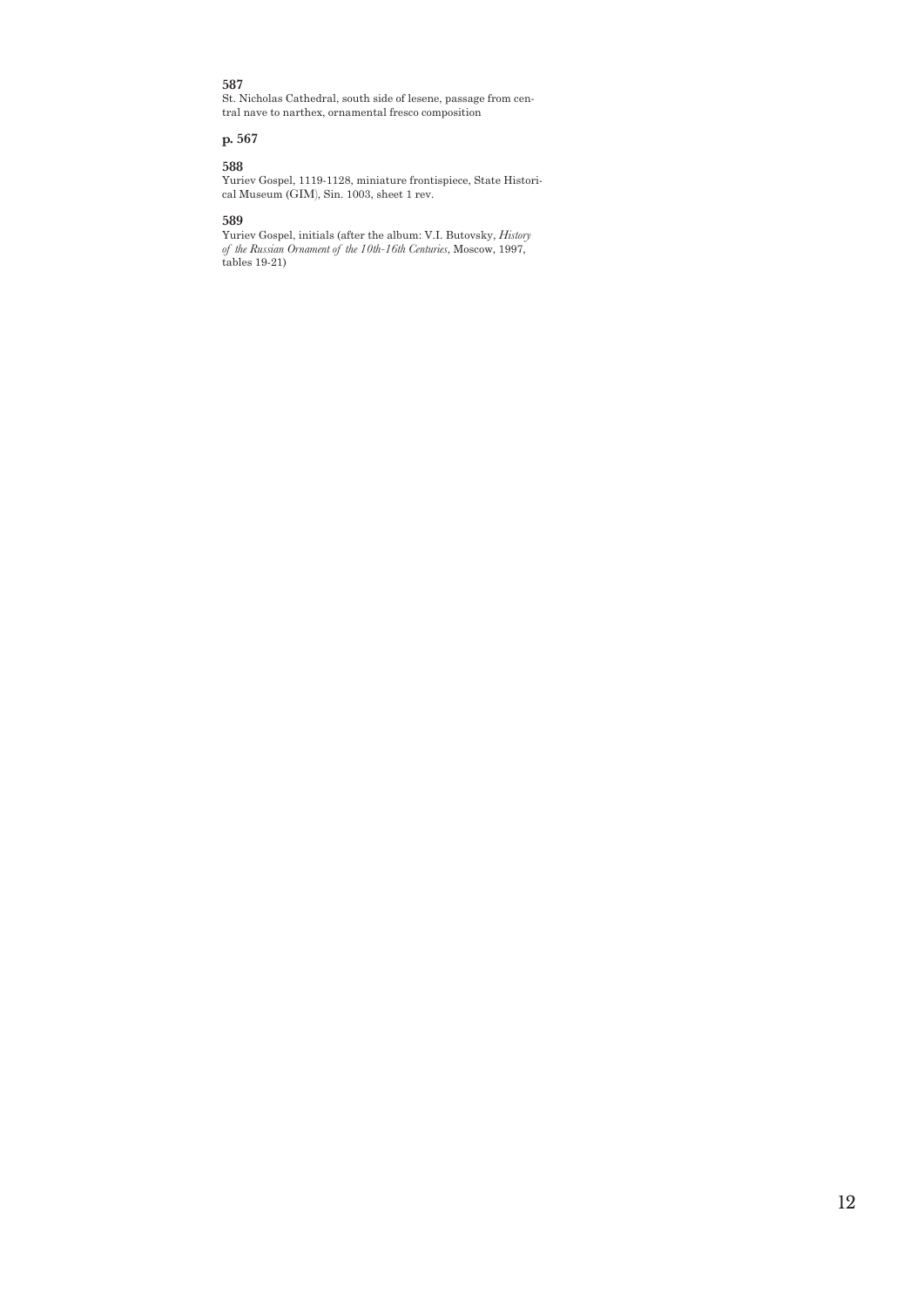**587**
St. Nicholas Cathedral, south side of lesene, passage from central nave to narthex, ornamental fresco composition

**p. 567**

**588**
Yuriev Gospel, 1119-1128, miniature frontispiece, State Historical Museum (GIM), Sin. 1003, sheet 1 rev.

**589**
Yuriev Gospel, initials (after the album: V.I. Butovsky, *History of the Russian Ornament of the 10th-16th Centuries*, Moscow, 1997, tables 19-21)